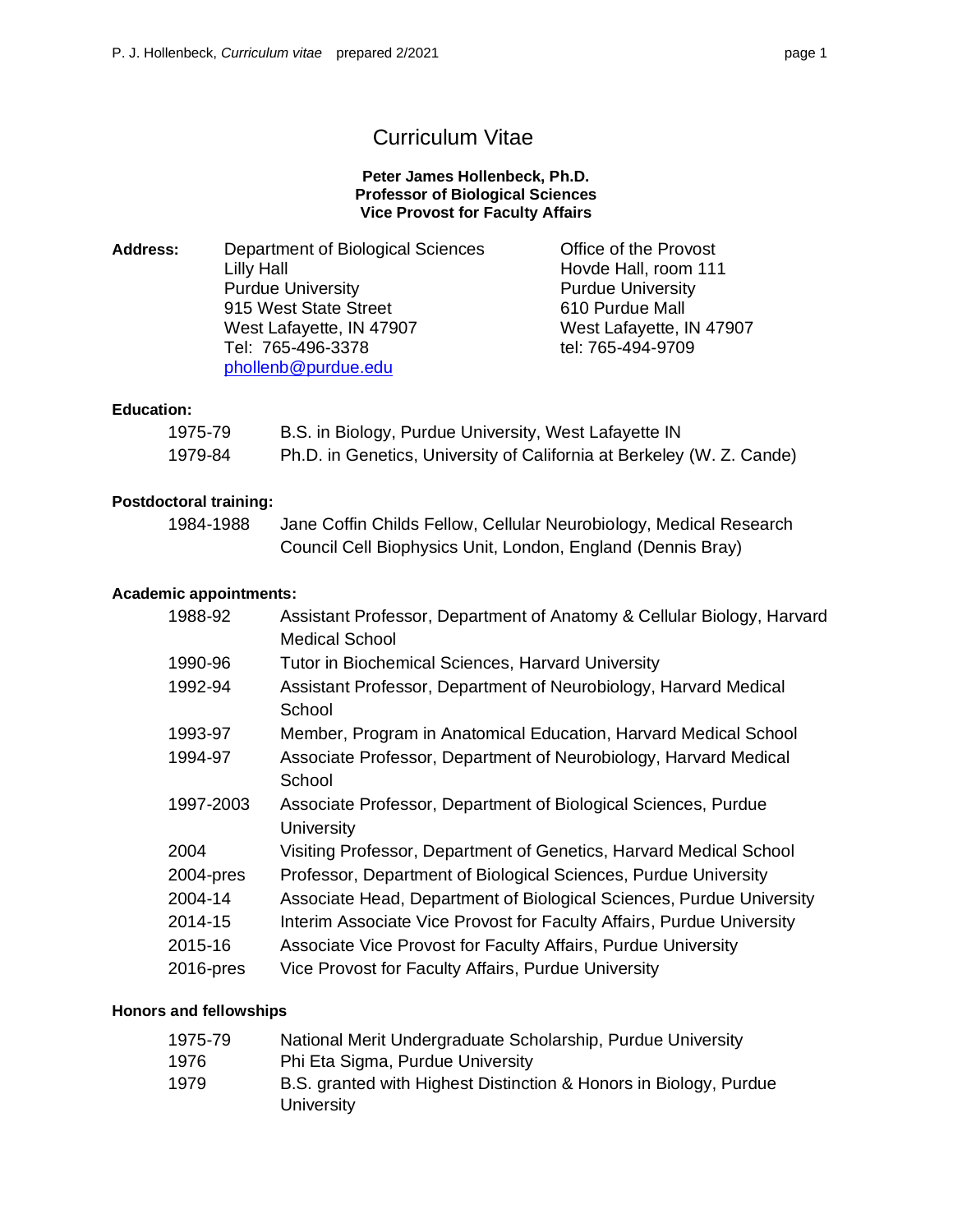# Curriculum Vitae

**Peter James Hollenbeck, Ph.D.**
**Professor of Biological Sciences**
**Vice Provost for Faculty Affairs**

**Address:**

Department of Biological Sciences
Lilly Hall
Purdue University
915 West State Street
West Lafayette, IN 47907
Tel: 765-496-3378
phollenb@purdue.edu

Office of the Provost
Hovde Hall, room 111
Purdue University
610 Purdue Mall
West Lafayette, IN 47907
tel: 765-494-9709

**Education:**

| | |
|---|---|
| 1975-79 | B.S. in Biology, Purdue University, West Lafayette IN |
| 1979-84 | Ph.D. in Genetics, University of California at Berkeley (W. Z. Cande) |

**Postdoctoral training:**

| | |
|---|---|
| 1984-1988 | Jane Coffin Childs Fellow, Cellular Neurobiology, Medical Research Council Cell Biophysics Unit, London, England (Dennis Bray) |

**Academic appointments:**

| | |
|---|---|
| 1988-92 | Assistant Professor, Department of Anatomy & Cellular Biology, Harvard Medical School |
| 1990-96 | Tutor in Biochemical Sciences, Harvard University |
| 1992-94 | Assistant Professor, Department of Neurobiology, Harvard Medical School |
| 1993-97 | Member, Program in Anatomical Education, Harvard Medical School |
| 1994-97 | Associate Professor, Department of Neurobiology, Harvard Medical School |
| 1997-2003 | Associate Professor, Department of Biological Sciences, Purdue University |
| 2004 | Visiting Professor, Department of Genetics, Harvard Medical School |
| 2004-pres | Professor, Department of Biological Sciences, Purdue University |
| 2004-14 | Associate Head, Department of Biological Sciences, Purdue University |
| 2014-15 | Interim Associate Vice Provost for Faculty Affairs, Purdue University |
| 2015-16 | Associate Vice Provost for Faculty Affairs, Purdue University |
| 2016-pres | Vice Provost for Faculty Affairs, Purdue University |

**Honors and fellowships**

| | |
|---|---|
| 1975-79 | National Merit Undergraduate Scholarship, Purdue University |
| 1976 | Phi Eta Sigma, Purdue University |
| 1979 | B.S. granted with Highest Distinction & Honors in Biology, Purdue University |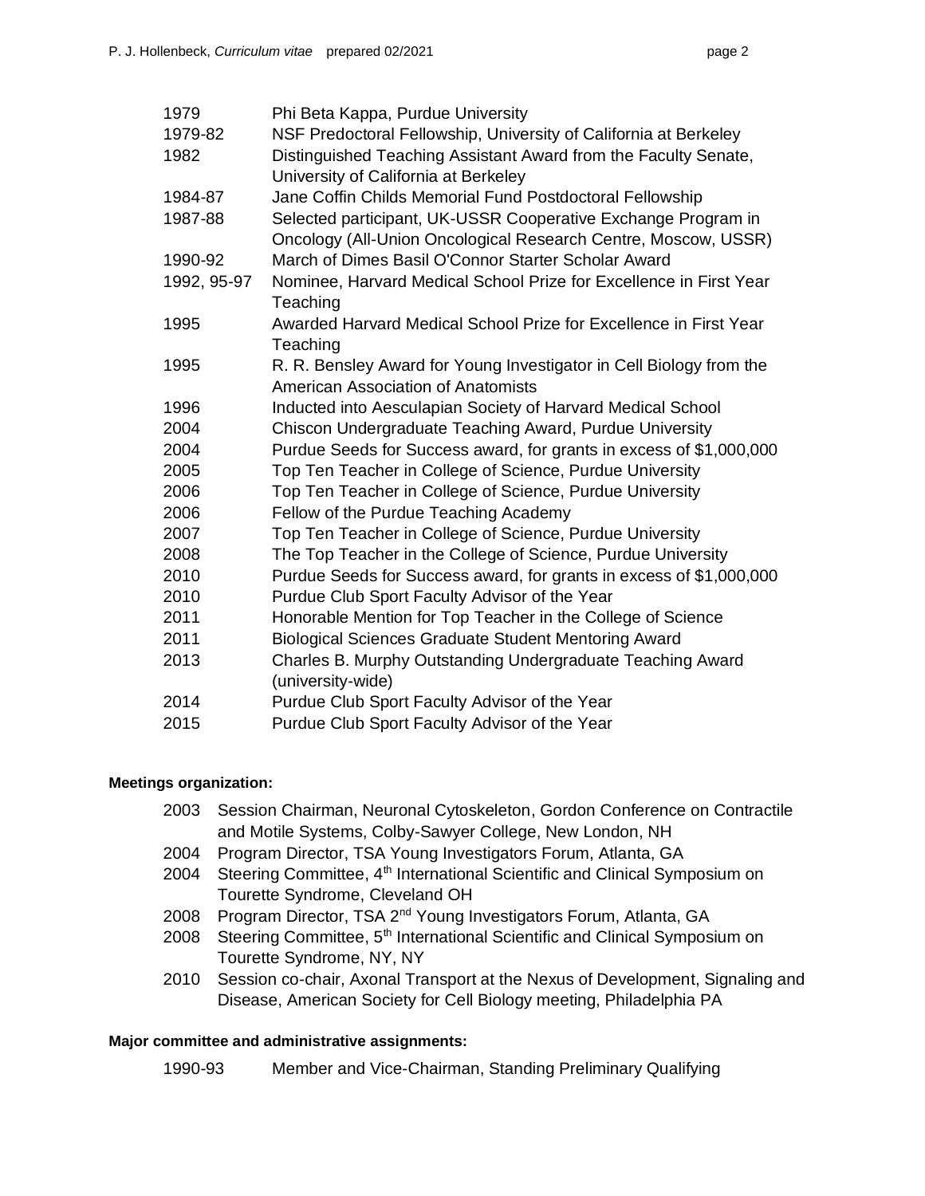| | |
|---|---|
| 1979 | Phi Beta Kappa, Purdue University |
| 1979-82 | NSF Predoctoral Fellowship, University of California at Berkeley |
| 1982 | Distinguished Teaching Assistant Award from the Faculty Senate, University of California at Berkeley |
| 1984-87 | Jane Coffin Childs Memorial Fund Postdoctoral Fellowship |
| 1987-88 | Selected participant, UK-USSR Cooperative Exchange Program in Oncology (All-Union Oncological Research Centre, Moscow, USSR) |
| 1990-92 | March of Dimes Basil O'Connor Starter Scholar Award |
| 1992, 95-97 | Nominee, Harvard Medical School Prize for Excellence in First Year Teaching |
| 1995 | Awarded Harvard Medical School Prize for Excellence in First Year Teaching |
| 1995 | R. R. Bensley Award for Young Investigator in Cell Biology from the American Association of Anatomists |
| 1996 | Inducted into Aesculapian Society of Harvard Medical School |
| 2004 | Chiscon Undergraduate Teaching Award, Purdue University |
| 2004 | Purdue Seeds for Success award, for grants in excess of $1,000,000 |
| 2005 | Top Ten Teacher in College of Science, Purdue University |
| 2006 | Top Ten Teacher in College of Science, Purdue University |
| 2006 | Fellow of the Purdue Teaching Academy |
| 2007 | Top Ten Teacher in College of Science, Purdue University |
| 2008 | The Top Teacher in the College of Science, Purdue University |
| 2010 | Purdue Seeds for Success award, for grants in excess of $1,000,000 |
| 2010 | Purdue Club Sport Faculty Advisor of the Year |
| 2011 | Honorable Mention for Top Teacher in the College of Science |
| 2011 | Biological Sciences Graduate Student Mentoring Award |
| 2013 | Charles B. Murphy Outstanding Undergraduate Teaching Award (university-wide) |
| 2014 | Purdue Club Sport Faculty Advisor of the Year |
| 2015 | Purdue Club Sport Faculty Advisor of the Year |

**Meetings organization:**

- 2003 Session Chairman, Neuronal Cytoskeleton, Gordon Conference on Contractile and Motile Systems, Colby-Sawyer College, New London, NH
- 2004 Program Director, TSA Young Investigators Forum, Atlanta, GA
- 2004 Steering Committee, 4th International Scientific and Clinical Symposium on Tourette Syndrome, Cleveland OH
- 2008 Program Director, TSA 2nd Young Investigators Forum, Atlanta, GA
- 2008 Steering Committee, 5th International Scientific and Clinical Symposium on Tourette Syndrome, NY, NY
- 2010 Session co-chair, Axonal Transport at the Nexus of Development, Signaling and Disease, American Society for Cell Biology meeting, Philadelphia PA

**Major committee and administrative assignments:**

1990-93 Member and Vice-Chairman, Standing Preliminary Qualifying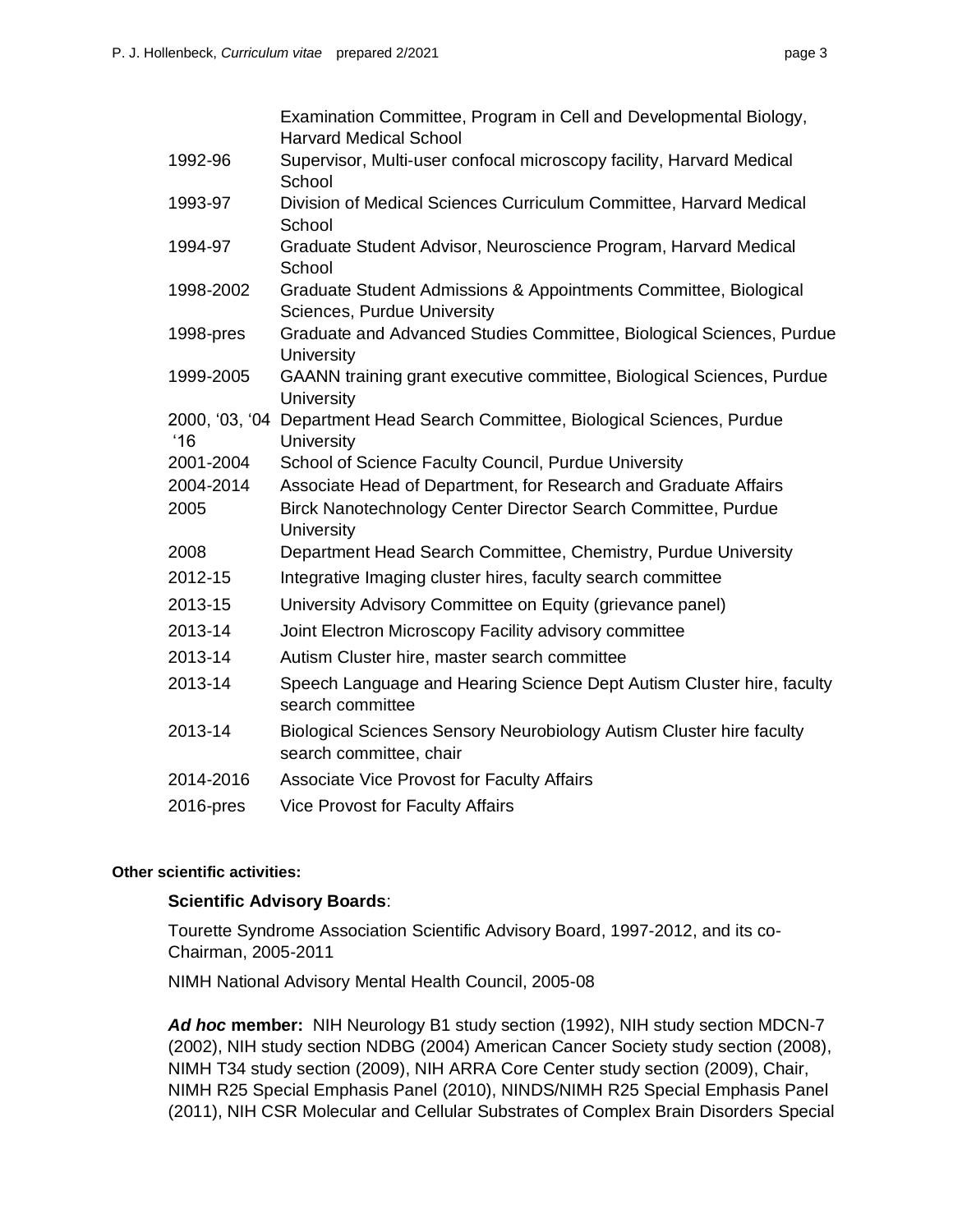| | |
|---|---|
| | Examination Committee, Program in Cell and Developmental Biology, Harvard Medical School |
| 1992-96 | Supervisor, Multi-user confocal microscopy facility, Harvard Medical School |
| 1993-97 | Division of Medical Sciences Curriculum Committee, Harvard Medical School |
| 1994-97 | Graduate Student Advisor, Neuroscience Program, Harvard Medical School |
| 1998-2002 | Graduate Student Admissions & Appointments Committee, Biological Sciences, Purdue University |
| 1998-pres | Graduate and Advanced Studies Committee, Biological Sciences, Purdue University |
| 1999-2005 | GAANN training grant executive committee, Biological Sciences, Purdue University |
| 2000, '03, '04 '16 | Department Head Search Committee, Biological Sciences, Purdue University |
| 2001-2004 | School of Science Faculty Council, Purdue University |
| 2004-2014 | Associate Head of Department, for Research and Graduate Affairs |
| 2005 | Birck Nanotechnology Center Director Search Committee, Purdue University |
| 2008 | Department Head Search Committee, Chemistry, Purdue University |
| 2012-15 | Integrative Imaging cluster hires, faculty search committee |
| 2013-15 | University Advisory Committee on Equity (grievance panel) |
| 2013-14 | Joint Electron Microscopy Facility advisory committee |
| 2013-14 | Autism Cluster hire, master search committee |
| 2013-14 | Speech Language and Hearing Science Dept Autism Cluster hire, faculty search committee |
| 2013-14 | Biological Sciences Sensory Neurobiology Autism Cluster hire faculty search committee, chair |
| 2014-2016 | Associate Vice Provost for Faculty Affairs |
| 2016-pres | Vice Provost for Faculty Affairs |

**Other scientific activities:**

**Scientific Advisory Boards**:

Tourette Syndrome Association Scientific Advisory Board, 1997-2012, and its co-Chairman, 2005-2011

NIMH National Advisory Mental Health Council, 2005-08

***Ad hoc* member:** NIH Neurology B1 study section (1992), NIH study section MDCN-7 (2002), NIH study section NDBG (2004) American Cancer Society study section (2008), NIMH T34 study section (2009), NIH ARRA Core Center study section (2009), Chair, NIMH R25 Special Emphasis Panel (2010), NINDS/NIMH R25 Special Emphasis Panel (2011), NIH CSR Molecular and Cellular Substrates of Complex Brain Disorders Special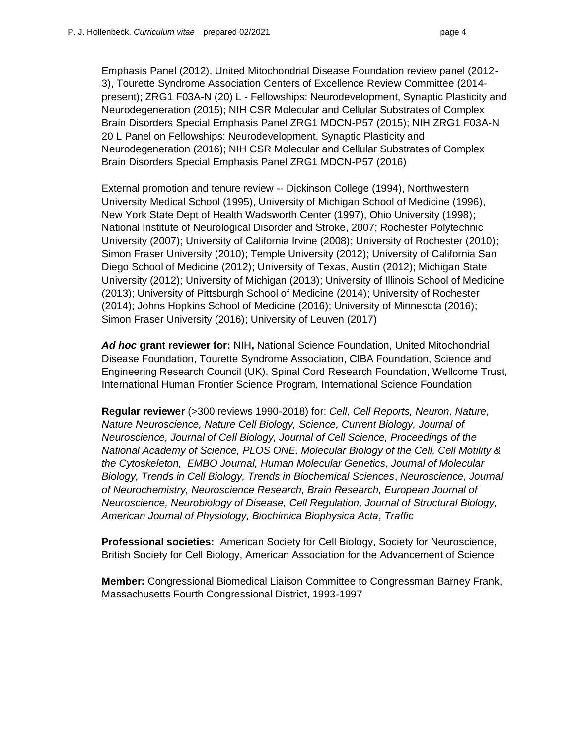Emphasis Panel (2012), United Mitochondrial Disease Foundation review panel (2012-3), Tourette Syndrome Association Centers of Excellence Review Committee (2014-present); ZRG1 F03A-N (20) L - Fellowships: Neurodevelopment, Synaptic Plasticity and Neurodegeneration (2015); NIH CSR Molecular and Cellular Substrates of Complex Brain Disorders Special Emphasis Panel ZRG1 MDCN-P57 (2015); NIH ZRG1 F03A-N 20 L Panel on Fellowships: Neurodevelopment, Synaptic Plasticity and Neurodegeneration (2016); NIH CSR Molecular and Cellular Substrates of Complex Brain Disorders Special Emphasis Panel ZRG1 MDCN-P57 (2016)

External promotion and tenure review -- Dickinson College (1994), Northwestern University Medical School (1995), University of Michigan School of Medicine (1996), New York State Dept of Health Wadsworth Center (1997), Ohio University (1998); National Institute of Neurological Disorder and Stroke, 2007; Rochester Polytechnic University (2007); University of California Irvine (2008); University of Rochester (2010); Simon Fraser University (2010); Temple University (2012); University of California San Diego School of Medicine (2012); University of Texas, Austin (2012); Michigan State University (2012); University of Michigan (2013); University of Illinois School of Medicine (2013); University of Pittsburgh School of Medicine (2014); University of Rochester (2014); Johns Hopkins School of Medicine (2016); University of Minnesota (2016); Simon Fraser University (2016); University of Leuven (2017)

***Ad hoc* grant reviewer for:** NIH**,** National Science Foundation, United Mitochondrial Disease Foundation, Tourette Syndrome Association, CIBA Foundation, Science and Engineering Research Council (UK), Spinal Cord Research Foundation, Wellcome Trust, International Human Frontier Science Program, International Science Foundation

**Regular reviewer** (>300 reviews 1990-2018) for: *Cell, Cell Reports, Neuron, Nature, Nature Neuroscience, Nature Cell Biology, Science, Current Biology, Journal of Neuroscience, Journal of Cell Biology, Journal of Cell Science, Proceedings of the National Academy of Science, PLOS ONE, Molecular Biology of the Cell, Cell Motility & the Cytoskeleton, EMBO Journal, Human Molecular Genetics, Journal of Molecular Biology, Trends in Cell Biology, Trends in Biochemical Sciences*, *Neuroscience, Journal of Neurochemistry, Neuroscience Research, Brain Research, European Journal of Neuroscience, Neurobiology of Disease, Cell Regulation, Journal of Structural Biology, American Journal of Physiology, Biochimica Biophysica Acta*, *Traffic*

**Professional societies:** American Society for Cell Biology, Society for Neuroscience, British Society for Cell Biology, American Association for the Advancement of Science

**Member:** Congressional Biomedical Liaison Committee to Congressman Barney Frank, Massachusetts Fourth Congressional District, 1993-1997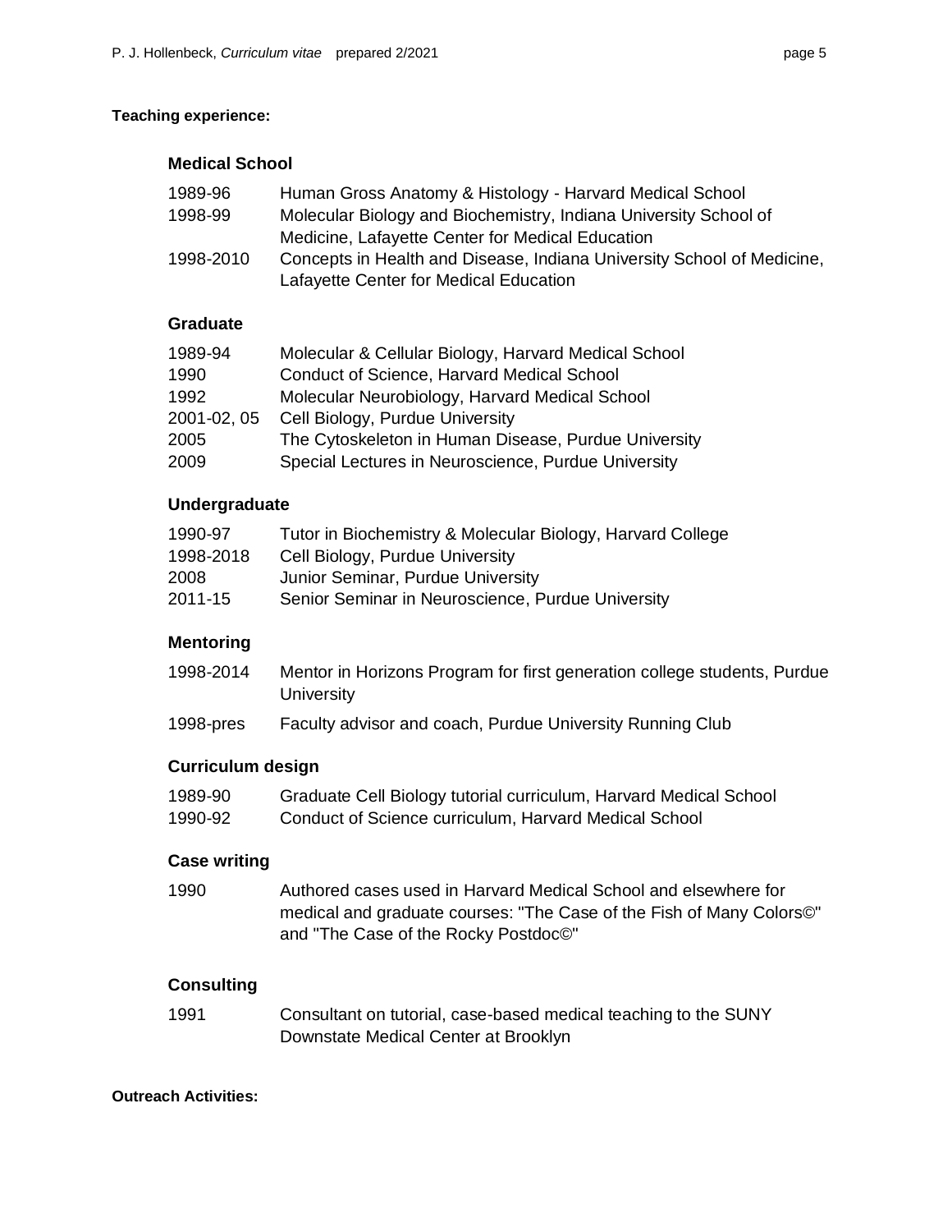**Teaching experience:**

### Medical School

| | |
|---|---|
| 1989-96 | Human Gross Anatomy & Histology - Harvard Medical School |
| 1998-99 | Molecular Biology and Biochemistry, Indiana University School of Medicine, Lafayette Center for Medical Education |
| 1998-2010 | Concepts in Health and Disease, Indiana University School of Medicine, Lafayette Center for Medical Education |

### Graduate

| | |
|---|---|
| 1989-94 | Molecular & Cellular Biology, Harvard Medical School |
| 1990 | Conduct of Science, Harvard Medical School |
| 1992 | Molecular Neurobiology, Harvard Medical School |
| 2001-02, 05 | Cell Biology, Purdue University |
| 2005 | The Cytoskeleton in Human Disease, Purdue University |
| 2009 | Special Lectures in Neuroscience, Purdue University |

### Undergraduate

| | |
|---|---|
| 1990-97 | Tutor in Biochemistry & Molecular Biology, Harvard College |
| 1998-2018 | Cell Biology, Purdue University |
| 2008 | Junior Seminar, Purdue University |
| 2011-15 | Senior Seminar in Neuroscience, Purdue University |

### Mentoring

| | |
|---|---|
| 1998-2014 | Mentor in Horizons Program for first generation college students, Purdue University |
| 1998-pres | Faculty advisor and coach, Purdue University Running Club |

### Curriculum design

| | |
|---|---|
| 1989-90 | Graduate Cell Biology tutorial curriculum, Harvard Medical School |
| 1990-92 | Conduct of Science curriculum, Harvard Medical School |

### Case writing

| | |
|---|---|
| 1990 | Authored cases used in Harvard Medical School and elsewhere for medical and graduate courses: "The Case of the Fish of Many Colors©" and "The Case of the Rocky Postdoc©" |

### Consulting

| | |
|---|---|
| 1991 | Consultant on tutorial, case-based medical teaching to the SUNY Downstate Medical Center at Brooklyn |

**Outreach Activities:**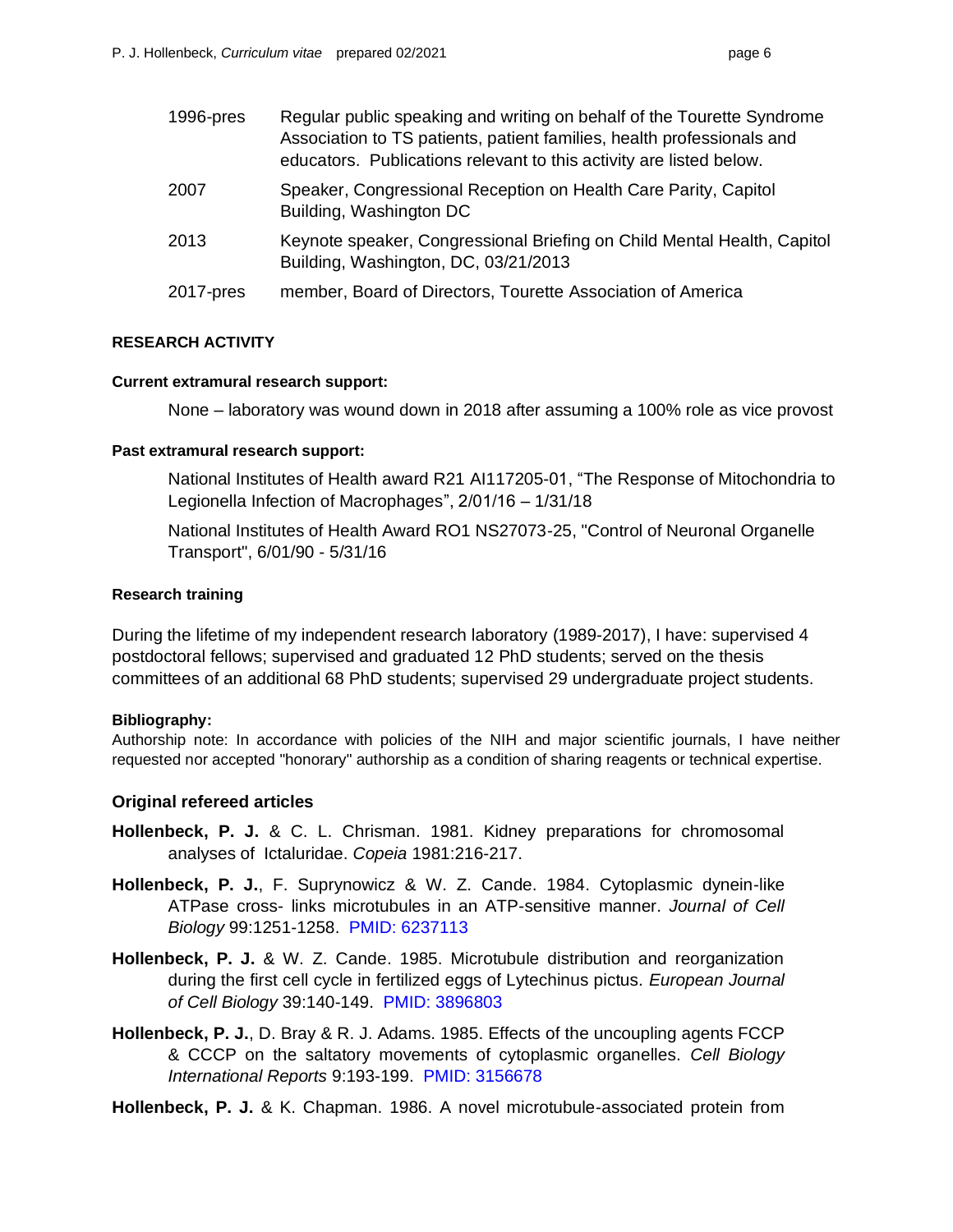| | |
|---|---|
| 1996-pres | Regular public speaking and writing on behalf of the Tourette Syndrome Association to TS patients, patient families, health professionals and educators. Publications relevant to this activity are listed below. |
| 2007 | Speaker, Congressional Reception on Health Care Parity, Capitol Building, Washington DC |
| 2013 | Keynote speaker, Congressional Briefing on Child Mental Health, Capitol Building, Washington, DC, 03/21/2013 |
| 2017-pres | member, Board of Directors, Tourette Association of America |

**RESEARCH ACTIVITY**

**Current extramural research support:**

None – laboratory was wound down in 2018 after assuming a 100% role as vice provost

**Past extramural research support:**

National Institutes of Health award R21 AI117205-01, "The Response of Mitochondria to Legionella Infection of Macrophages", 2/01/16 – 1/31/18

National Institutes of Health Award RO1 NS27073-25, "Control of Neuronal Organelle Transport", 6/01/90 - 5/31/16

**Research training**

During the lifetime of my independent research laboratory (1989-2017), I have: supervised 4 postdoctoral fellows; supervised and graduated 12 PhD students; served on the thesis committees of an additional 68 PhD students; supervised 29 undergraduate project students.

**Bibliography:**

Authorship note: In accordance with policies of the NIH and major scientific journals, I have neither requested nor accepted "honorary" authorship as a condition of sharing reagents or technical expertise.

### Original refereed articles

**Hollenbeck, P. J.** & C. L. Chrisman. 1981. Kidney preparations for chromosomal analyses of Ictaluridae. *Copeia* 1981:216-217.

**Hollenbeck, P. J.**, F. Suprynowicz & W. Z. Cande. 1984. Cytoplasmic dynein-like ATPase cross- links microtubules in an ATP-sensitive manner. *Journal of Cell Biology* 99:1251-1258. PMID: 6237113

**Hollenbeck, P. J.** & W. Z. Cande. 1985. Microtubule distribution and reorganization during the first cell cycle in fertilized eggs of Lytechinus pictus. *European Journal of Cell Biology* 39:140-149. PMID: 3896803

**Hollenbeck, P. J.**, D. Bray & R. J. Adams. 1985. Effects of the uncoupling agents FCCP & CCCP on the saltatory movements of cytoplasmic organelles. *Cell Biology International Reports* 9:193-199. PMID: 3156678

**Hollenbeck, P. J.** & K. Chapman. 1986. A novel microtubule-associated protein from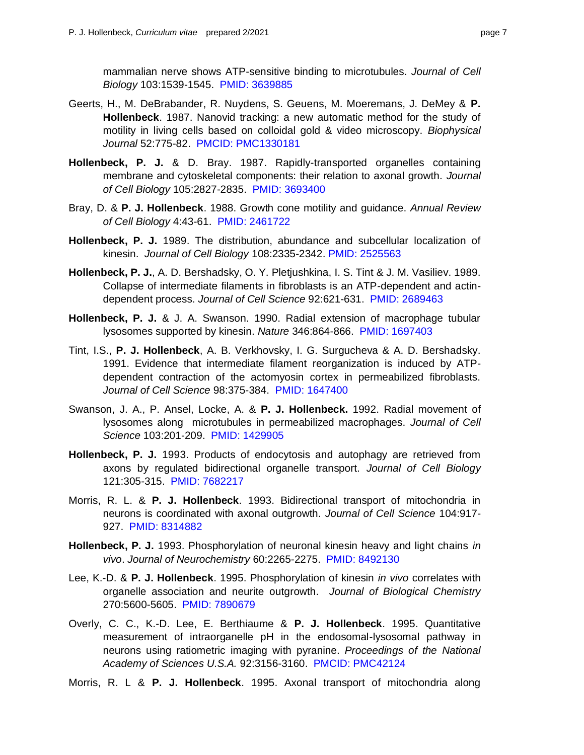mammalian nerve shows ATP-sensitive binding to microtubules. *Journal of Cell Biology* 103:1539-1545. PMID: 3639885

Geerts, H., M. DeBrabander, R. Nuydens, S. Geuens, M. Moeremans, J. DeMey & **P. Hollenbeck**. 1987. Nanovid tracking: a new automatic method for the study of motility in living cells based on colloidal gold & video microscopy. *Biophysical Journal* 52:775-82. PMCID: PMC1330181

**Hollenbeck, P. J.** & D. Bray. 1987. Rapidly-transported organelles containing membrane and cytoskeletal components: their relation to axonal growth. *Journal of Cell Biology* 105:2827-2835. PMID: 3693400

Bray, D. & **P. J. Hollenbeck**. 1988. Growth cone motility and guidance. *Annual Review of Cell Biology* 4:43-61. PMID: 2461722

**Hollenbeck, P. J.** 1989. The distribution, abundance and subcellular localization of kinesin. *Journal of Cell Biology* 108:2335-2342. PMID: 2525563

**Hollenbeck, P. J.**, A. D. Bershadsky, O. Y. Pletjushkina, I. S. Tint & J. M. Vasiliev. 1989. Collapse of intermediate filaments in fibroblasts is an ATP-dependent and actin-dependent process. *Journal of Cell Science* 92:621-631. PMID: 2689463

**Hollenbeck, P. J.** & J. A. Swanson. 1990. Radial extension of macrophage tubular lysosomes supported by kinesin. *Nature* 346:864-866. PMID: 1697403

Tint, I.S., **P. J. Hollenbeck**, A. B. Verkhovsky, I. G. Surgucheva & A. D. Bershadsky. 1991. Evidence that intermediate filament reorganization is induced by ATP-dependent contraction of the actomyosin cortex in permeabilized fibroblasts. *Journal of Cell Science* 98:375-384. PMID: 1647400

Swanson, J. A., P. Ansel, Locke, A. & **P. J. Hollenbeck.** 1992. Radial movement of lysosomes along microtubules in permeabilized macrophages. *Journal of Cell Science* 103:201-209. PMID: 1429905

**Hollenbeck, P. J.** 1993. Products of endocytosis and autophagy are retrieved from axons by regulated bidirectional organelle transport. *Journal of Cell Biology* 121:305-315. PMID: 7682217

Morris, R. L. & **P. J. Hollenbeck**. 1993. Bidirectional transport of mitochondria in neurons is coordinated with axonal outgrowth. *Journal of Cell Science* 104:917-927. PMID: 8314882

**Hollenbeck, P. J.** 1993. Phosphorylation of neuronal kinesin heavy and light chains *in vivo*. *Journal of Neurochemistry* 60:2265-2275. PMID: 8492130

Lee, K.-D. & **P. J. Hollenbeck**. 1995. Phosphorylation of kinesin *in vivo* correlates with organelle association and neurite outgrowth. *Journal of Biological Chemistry* 270:5600-5605. PMID: 7890679

Overly, C. C., K.-D. Lee, E. Berthiaume & **P. J. Hollenbeck**. 1995. Quantitative measurement of intraorganelle pH in the endosomal-lysosomal pathway in neurons using ratiometric imaging with pyranine. *Proceedings of the National Academy of Sciences U.S.A.* 92:3156-3160. PMCID: PMC42124

Morris, R. L & **P. J. Hollenbeck**. 1995. Axonal transport of mitochondria along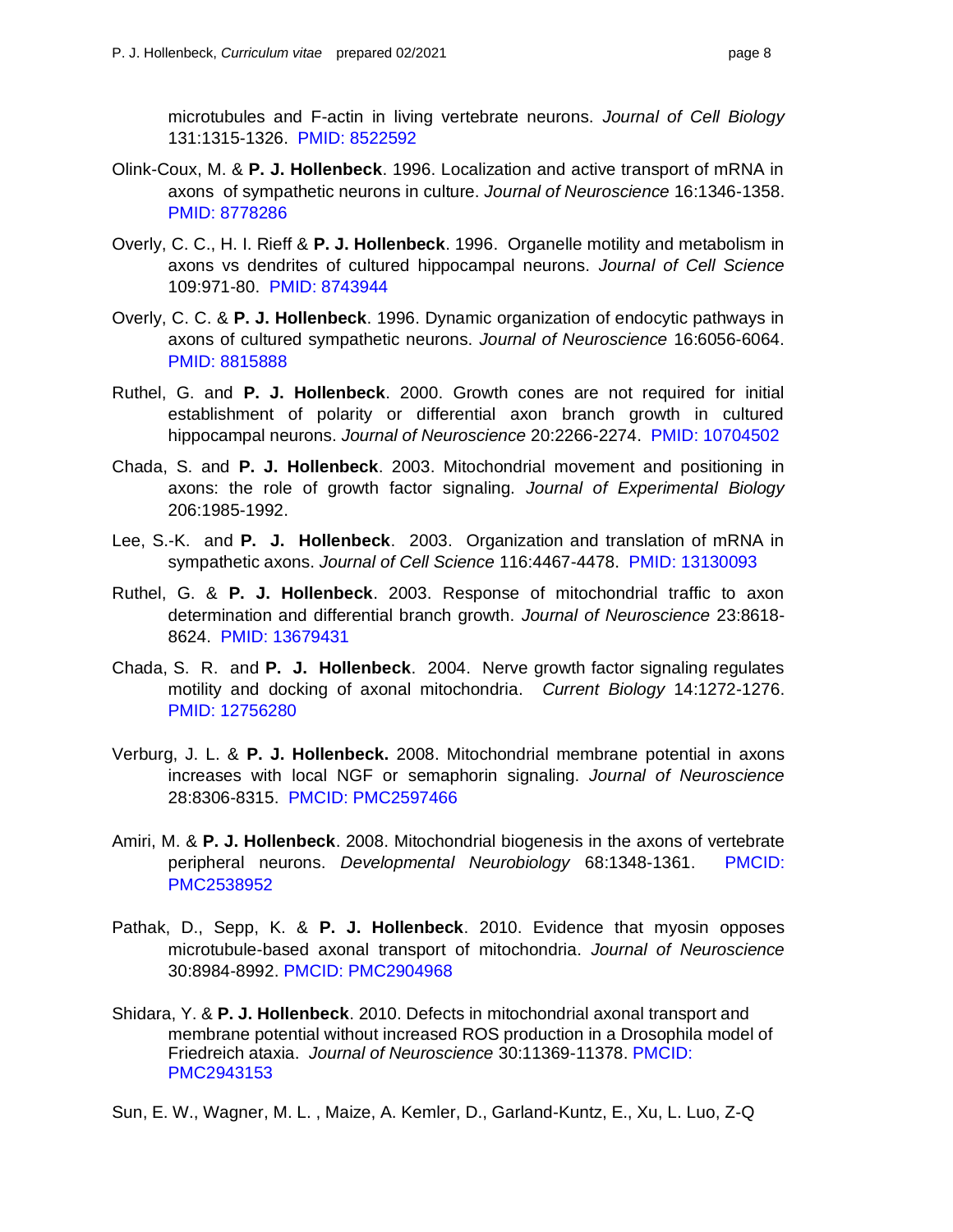microtubules and F-actin in living vertebrate neurons. *Journal of Cell Biology* 131:1315-1326. PMID: 8522592

Olink-Coux, M. & **P. J. Hollenbeck**. 1996. Localization and active transport of mRNA in axons of sympathetic neurons in culture. *Journal of Neuroscience* 16:1346-1358. PMID: 8778286

Overly, C. C., H. I. Rieff & **P. J. Hollenbeck**. 1996. Organelle motility and metabolism in axons vs dendrites of cultured hippocampal neurons. *Journal of Cell Science* 109:971-80. PMID: 8743944

Overly, C. C. & **P. J. Hollenbeck**. 1996. Dynamic organization of endocytic pathways in axons of cultured sympathetic neurons. *Journal of Neuroscience* 16:6056-6064. PMID: 8815888

Ruthel, G. and **P. J. Hollenbeck**. 2000. Growth cones are not required for initial establishment of polarity or differential axon branch growth in cultured hippocampal neurons. *Journal of Neuroscience* 20:2266-2274. PMID: 10704502

Chada, S. and **P. J. Hollenbeck**. 2003. Mitochondrial movement and positioning in axons: the role of growth factor signaling. *Journal of Experimental Biology* 206:1985-1992.

Lee, S.-K. and **P. J. Hollenbeck**. 2003. Organization and translation of mRNA in sympathetic axons. *Journal of Cell Science* 116:4467-4478. PMID: 13130093

Ruthel, G. & **P. J. Hollenbeck**. 2003. Response of mitochondrial traffic to axon determination and differential branch growth. *Journal of Neuroscience* 23:8618-8624. PMID: 13679431

Chada, S. R. and **P. J. Hollenbeck**. 2004. Nerve growth factor signaling regulates motility and docking of axonal mitochondria. *Current Biology* 14:1272-1276. PMID: 12756280

Verburg, J. L. & **P. J. Hollenbeck.** 2008. Mitochondrial membrane potential in axons increases with local NGF or semaphorin signaling. *Journal of Neuroscience* 28:8306-8315. PMCID: PMC2597466

Amiri, M. & **P. J. Hollenbeck**. 2008. Mitochondrial biogenesis in the axons of vertebrate peripheral neurons. *Developmental Neurobiology* 68:1348-1361. PMCID: PMC2538952

Pathak, D., Sepp, K. & **P. J. Hollenbeck**. 2010. Evidence that myosin opposes microtubule-based axonal transport of mitochondria. *Journal of Neuroscience* 30:8984-8992. PMCID: PMC2904968

Shidara, Y. & **P. J. Hollenbeck**. 2010. Defects in mitochondrial axonal transport and membrane potential without increased ROS production in a Drosophila model of Friedreich ataxia. *Journal of Neuroscience* 30:11369-11378. PMCID: PMC2943153

Sun, E. W., Wagner, M. L. , Maize, A. Kemler, D., Garland-Kuntz, E., Xu, L. Luo, Z-Q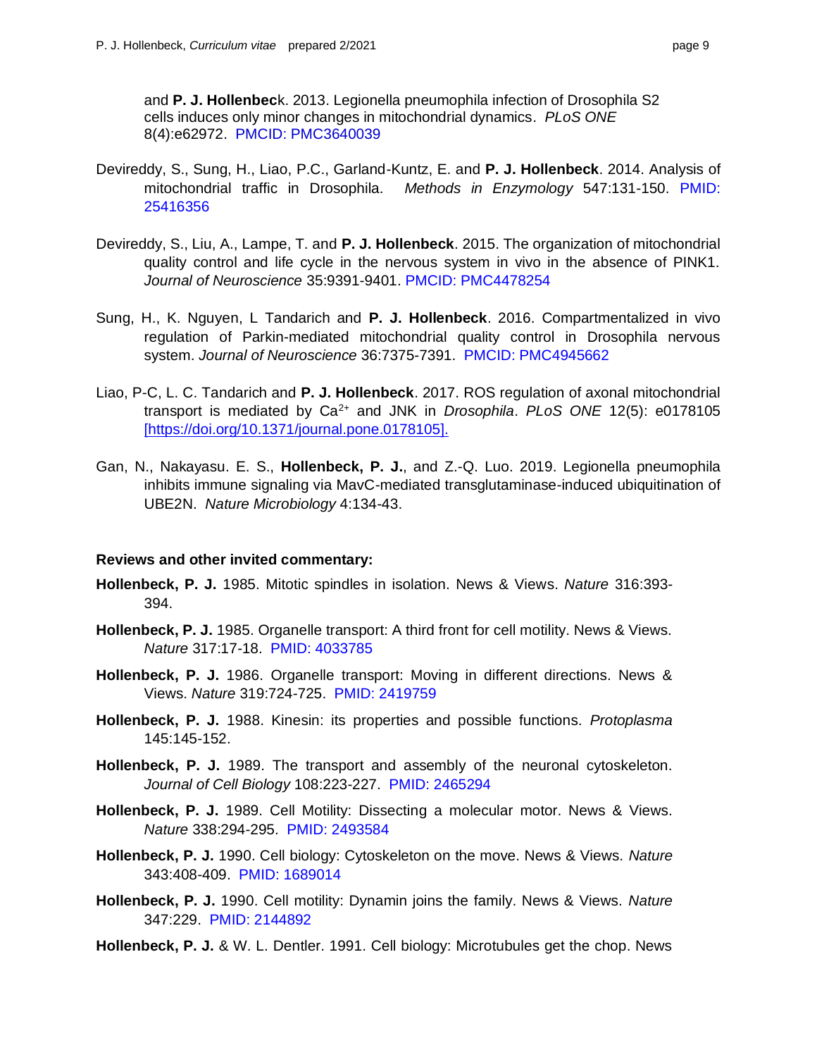and **P. J. Hollenbec**k. 2013. Legionella pneumophila infection of Drosophila S2 cells induces only minor changes in mitochondrial dynamics. *PLoS ONE* 8(4):e62972. PMCID: PMC3640039

Devireddy, S., Sung, H., Liao, P.C., Garland-Kuntz, E. and **P. J. Hollenbeck**. 2014. Analysis of mitochondrial traffic in Drosophila. *Methods in Enzymology* 547:131-150. PMID: 25416356

Devireddy, S., Liu, A., Lampe, T. and **P. J. Hollenbeck**. 2015. The organization of mitochondrial quality control and life cycle in the nervous system in vivo in the absence of PINK1. *Journal of Neuroscience* 35:9391-9401. PMCID: PMC4478254

Sung, H., K. Nguyen, L Tandarich and **P. J. Hollenbeck**. 2016. Compartmentalized in vivo regulation of Parkin-mediated mitochondrial quality control in Drosophila nervous system. *Journal of Neuroscience* 36:7375-7391. PMCID: PMC4945662

Liao, P-C, L. C. Tandarich and **P. J. Hollenbeck**. 2017. ROS regulation of axonal mitochondrial transport is mediated by $Ca^{2+}$ and JNK in *Drosophila*. *PLoS ONE* 12(5): e0178105 [https://doi.org/10.1371/journal.pone.0178105].

Gan, N., Nakayasu. E. S., **Hollenbeck, P. J.**, and Z.-Q. Luo. 2019. Legionella pneumophila inhibits immune signaling via MavC-mediated transglutaminase-induced ubiquitination of UBE2N. *Nature Microbiology* 4:134-43.

**Reviews and other invited commentary:**

**Hollenbeck, P. J.** 1985. Mitotic spindles in isolation. News & Views. *Nature* 316:393-394.

**Hollenbeck, P. J.** 1985. Organelle transport: A third front for cell motility. News & Views. *Nature* 317:17-18. PMID: 4033785

**Hollenbeck, P. J.** 1986. Organelle transport: Moving in different directions. News & Views. *Nature* 319:724-725. PMID: 2419759

**Hollenbeck, P. J.** 1988. Kinesin: its properties and possible functions. *Protoplasma* 145:145-152.

**Hollenbeck, P. J.** 1989. The transport and assembly of the neuronal cytoskeleton. *Journal of Cell Biology* 108:223-227. PMID: 2465294

**Hollenbeck, P. J.** 1989. Cell Motility: Dissecting a molecular motor. News & Views. *Nature* 338:294-295. PMID: 2493584

**Hollenbeck, P. J.** 1990. Cell biology: Cytoskeleton on the move. News & Views. *Nature* 343:408-409. PMID: 1689014

**Hollenbeck, P. J.** 1990. Cell motility: Dynamin joins the family. News & Views. *Nature* 347:229. PMID: 2144892

**Hollenbeck, P. J.** & W. L. Dentler. 1991. Cell biology: Microtubules get the chop. News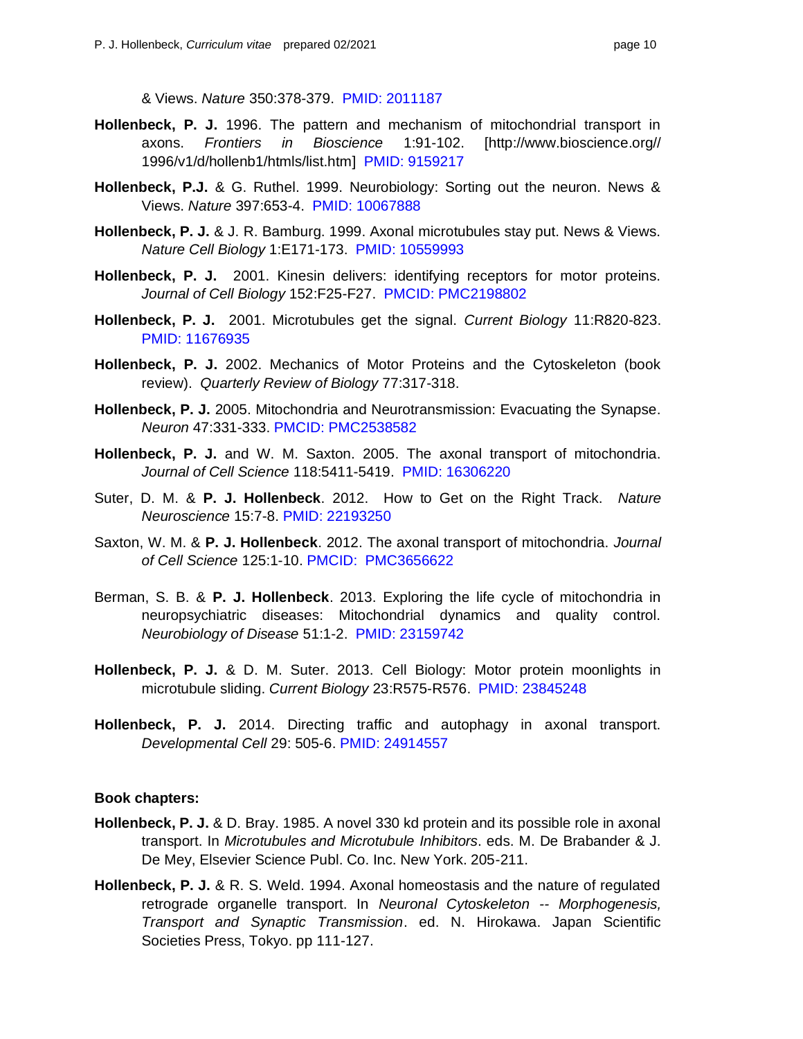& Views. *Nature* 350:378-379. PMID: 2011187

**Hollenbeck, P. J.** 1996. The pattern and mechanism of mitochondrial transport in axons. *Frontiers in Bioscience* 1:91-102. [http://www.bioscience.org//1996/v1/d/hollenb1/htmls/list.htm] PMID: 9159217

**Hollenbeck, P.J.** & G. Ruthel. 1999. Neurobiology: Sorting out the neuron. News & Views. *Nature* 397:653-4. PMID: 10067888

**Hollenbeck, P. J.** & J. R. Bamburg. 1999. Axonal microtubules stay put. News & Views. *Nature Cell Biology* 1:E171-173. PMID: 10559993

**Hollenbeck, P. J.** 2001. Kinesin delivers: identifying receptors for motor proteins. *Journal of Cell Biology* 152:F25-F27. PMCID: PMC2198802

**Hollenbeck, P. J.** 2001. Microtubules get the signal. *Current Biology* 11:R820-823. PMID: 11676935

**Hollenbeck, P. J.** 2002. Mechanics of Motor Proteins and the Cytoskeleton (book review). *Quarterly Review of Biology* 77:317-318.

**Hollenbeck, P. J.** 2005. Mitochondria and Neurotransmission: Evacuating the Synapse. *Neuron* 47:331-333. PMCID: PMC2538582

**Hollenbeck, P. J.** and W. M. Saxton. 2005. The axonal transport of mitochondria. *Journal of Cell Science* 118:5411-5419. PMID: 16306220

Suter, D. M. & **P. J. Hollenbeck**. 2012. How to Get on the Right Track. *Nature Neuroscience* 15:7-8. PMID: 22193250

Saxton, W. M. & **P. J. Hollenbeck**. 2012. The axonal transport of mitochondria. *Journal of Cell Science* 125:1-10. PMCID: PMC3656622

Berman, S. B. & **P. J. Hollenbeck**. 2013. Exploring the life cycle of mitochondria in neuropsychiatric diseases: Mitochondrial dynamics and quality control. *Neurobiology of Disease* 51:1-2. PMID: 23159742

**Hollenbeck, P. J.** & D. M. Suter. 2013. Cell Biology: Motor protein moonlights in microtubule sliding. *Current Biology* 23:R575-R576. PMID: 23845248

**Hollenbeck, P. J.** 2014. Directing traffic and autophagy in axonal transport. *Developmental Cell* 29: 505-6. PMID: 24914557

**Book chapters:**

**Hollenbeck, P. J.** & D. Bray. 1985. A novel 330 kd protein and its possible role in axonal transport. In *Microtubules and Microtubule Inhibitors*. eds. M. De Brabander & J. De Mey, Elsevier Science Publ. Co. Inc. New York. 205-211.

**Hollenbeck, P. J.** & R. S. Weld. 1994. Axonal homeostasis and the nature of regulated retrograde organelle transport. In *Neuronal Cytoskeleton -- Morphogenesis, Transport and Synaptic Transmission*. ed. N. Hirokawa. Japan Scientific Societies Press, Tokyo. pp 111-127.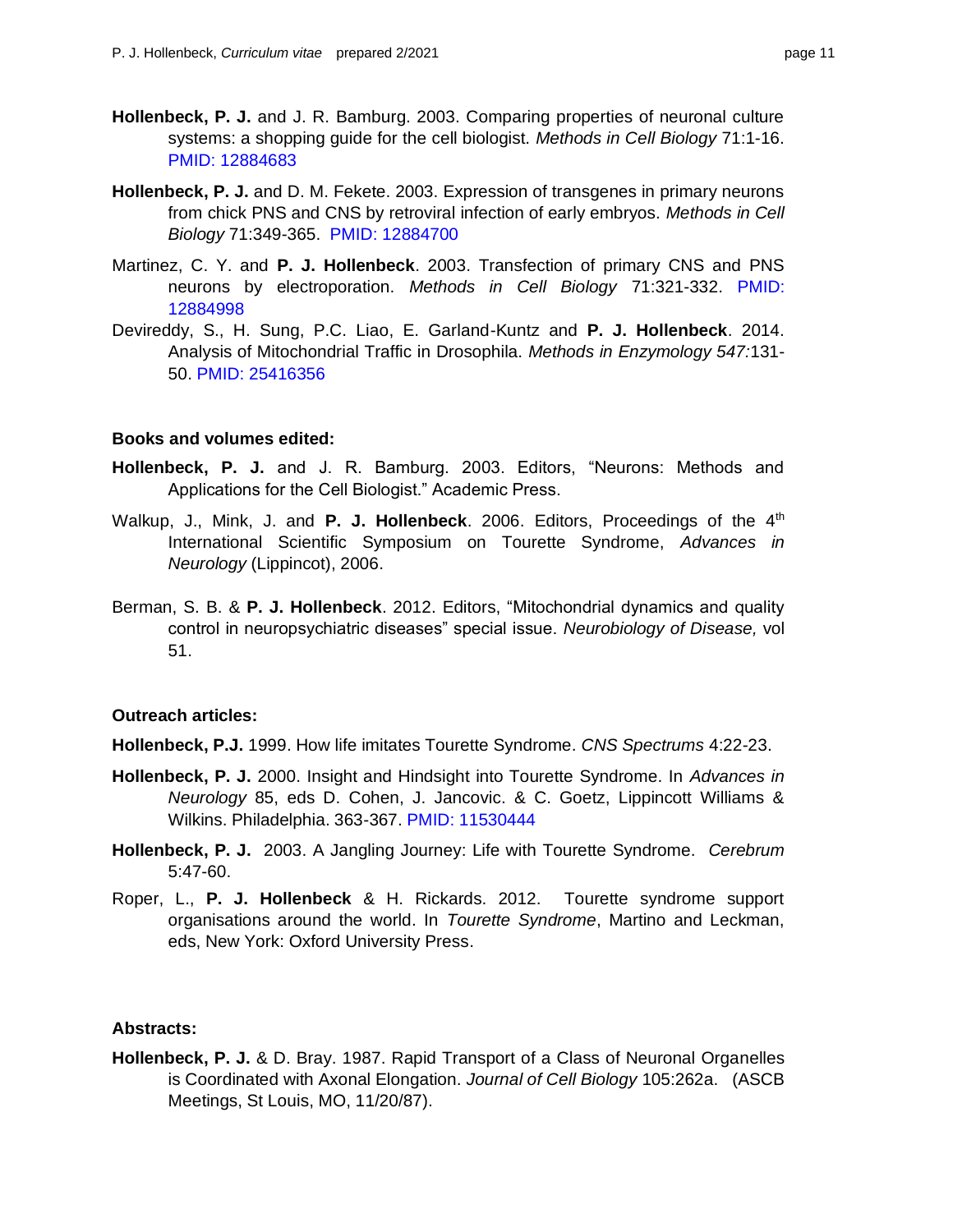**Hollenbeck, P. J.** and J. R. Bamburg. 2003. Comparing properties of neuronal culture systems: a shopping guide for the cell biologist. *Methods in Cell Biology* 71:1-16. PMID: 12884683

**Hollenbeck, P. J.** and D. M. Fekete. 2003. Expression of transgenes in primary neurons from chick PNS and CNS by retroviral infection of early embryos. *Methods in Cell Biology* 71:349-365. PMID: 12884700

Martinez, C. Y. and **P. J. Hollenbeck**. 2003. Transfection of primary CNS and PNS neurons by electroporation. *Methods in Cell Biology* 71:321-332. PMID: 12884998

Devireddy, S., H. Sung, P.C. Liao, E. Garland-Kuntz and **P. J. Hollenbeck**. 2014. Analysis of Mitochondrial Traffic in Drosophila. *Methods in Enzymology 547:*131-50. PMID: 25416356

### Books and volumes edited:

**Hollenbeck, P. J.** and J. R. Bamburg. 2003. Editors, "Neurons: Methods and Applications for the Cell Biologist." Academic Press.

Walkup, J., Mink, J. and **P. J. Hollenbeck**. 2006. Editors, Proceedings of the 4th International Scientific Symposium on Tourette Syndrome, *Advances in Neurology* (Lippincot), 2006.

Berman, S. B. & **P. J. Hollenbeck**. 2012. Editors, "Mitochondrial dynamics and quality control in neuropsychiatric diseases" special issue. *Neurobiology of Disease,* vol 51.

### Outreach articles:

**Hollenbeck, P.J.** 1999. How life imitates Tourette Syndrome. *CNS Spectrums* 4:22-23.

**Hollenbeck, P. J.** 2000. Insight and Hindsight into Tourette Syndrome. In *Advances in Neurology* 85, eds D. Cohen, J. Jancovic. & C. Goetz, Lippincott Williams & Wilkins. Philadelphia. 363-367. PMID: 11530444

**Hollenbeck, P. J.** 2003. A Jangling Journey: Life with Tourette Syndrome. *Cerebrum* 5:47-60.

Roper, L., **P. J. Hollenbeck** & H. Rickards. 2012. Tourette syndrome support organisations around the world. In *Tourette Syndrome*, Martino and Leckman, eds, New York: Oxford University Press.

### Abstracts:

**Hollenbeck, P. J.** & D. Bray. 1987. Rapid Transport of a Class of Neuronal Organelles is Coordinated with Axonal Elongation. *Journal of Cell Biology* 105:262a. (ASCB Meetings, St Louis, MO, 11/20/87).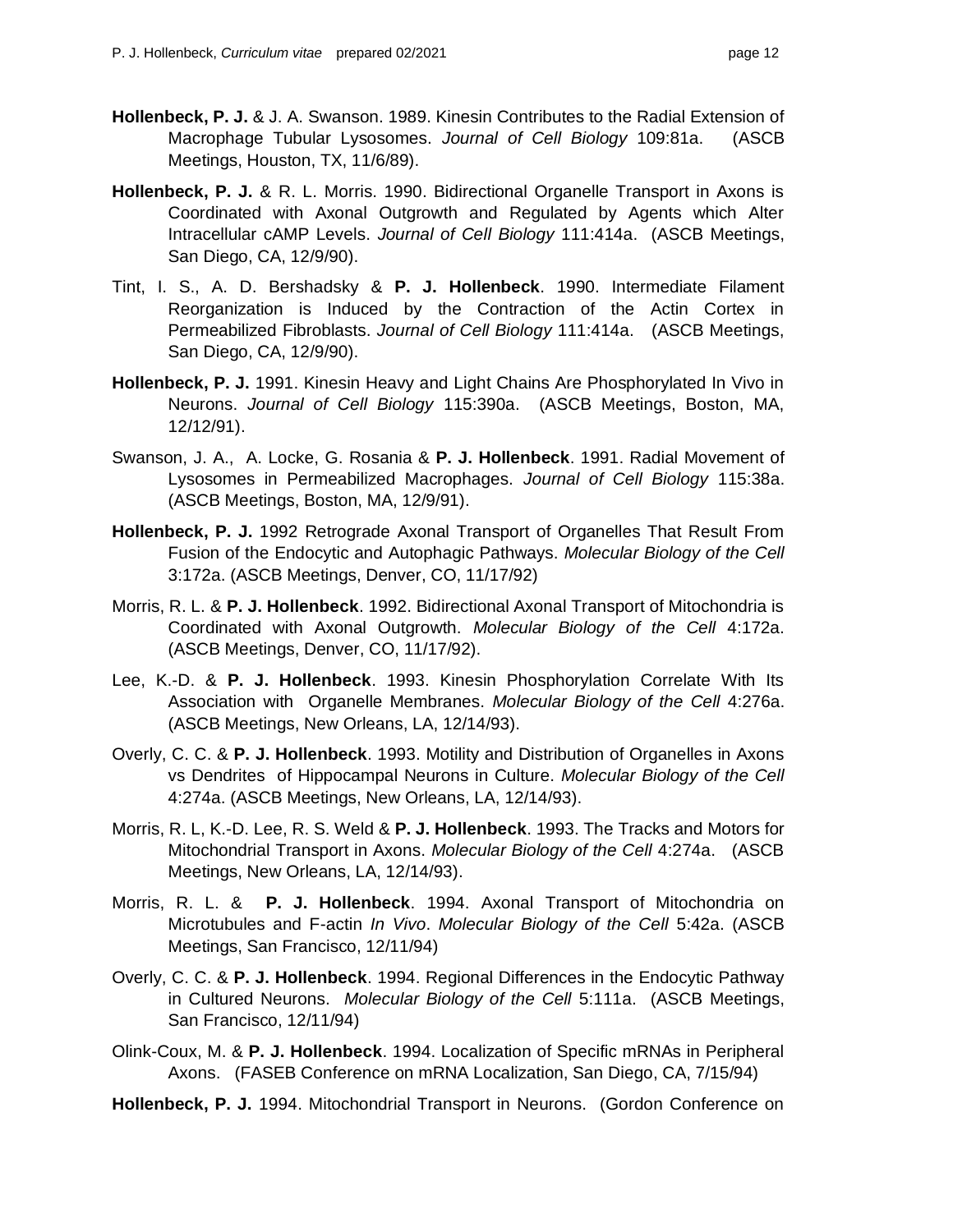**Hollenbeck, P. J.** & J. A. Swanson. 1989. Kinesin Contributes to the Radial Extension of Macrophage Tubular Lysosomes. *Journal of Cell Biology* 109:81a. (ASCB Meetings, Houston, TX, 11/6/89).

**Hollenbeck, P. J.** & R. L. Morris. 1990. Bidirectional Organelle Transport in Axons is Coordinated with Axonal Outgrowth and Regulated by Agents which Alter Intracellular cAMP Levels. *Journal of Cell Biology* 111:414a. (ASCB Meetings, San Diego, CA, 12/9/90).

Tint, I. S., A. D. Bershadsky & **P. J. Hollenbeck**. 1990. Intermediate Filament Reorganization is Induced by the Contraction of the Actin Cortex in Permeabilized Fibroblasts. *Journal of Cell Biology* 111:414a. (ASCB Meetings, San Diego, CA, 12/9/90).

**Hollenbeck, P. J.** 1991. Kinesin Heavy and Light Chains Are Phosphorylated In Vivo in Neurons. *Journal of Cell Biology* 115:390a. (ASCB Meetings, Boston, MA, 12/12/91).

Swanson, J. A., A. Locke, G. Rosania & **P. J. Hollenbeck**. 1991. Radial Movement of Lysosomes in Permeabilized Macrophages. *Journal of Cell Biology* 115:38a. (ASCB Meetings, Boston, MA, 12/9/91).

**Hollenbeck, P. J.** 1992 Retrograde Axonal Transport of Organelles That Result From Fusion of the Endocytic and Autophagic Pathways. *Molecular Biology of the Cell* 3:172a. (ASCB Meetings, Denver, CO, 11/17/92)

Morris, R. L. & **P. J. Hollenbeck**. 1992. Bidirectional Axonal Transport of Mitochondria is Coordinated with Axonal Outgrowth. *Molecular Biology of the Cell* 4:172a. (ASCB Meetings, Denver, CO, 11/17/92).

Lee, K.-D. & **P. J. Hollenbeck**. 1993. Kinesin Phosphorylation Correlate With Its Association with Organelle Membranes. *Molecular Biology of the Cell* 4:276a. (ASCB Meetings, New Orleans, LA, 12/14/93).

Overly, C. C. & **P. J. Hollenbeck**. 1993. Motility and Distribution of Organelles in Axons vs Dendrites of Hippocampal Neurons in Culture. *Molecular Biology of the Cell* 4:274a. (ASCB Meetings, New Orleans, LA, 12/14/93).

Morris, R. L, K.-D. Lee, R. S. Weld & **P. J. Hollenbeck**. 1993. The Tracks and Motors for Mitochondrial Transport in Axons. *Molecular Biology of the Cell* 4:274a. (ASCB Meetings, New Orleans, LA, 12/14/93).

Morris, R. L. & **P. J. Hollenbeck**. 1994. Axonal Transport of Mitochondria on Microtubules and F-actin *In Vivo*. *Molecular Biology of the Cell* 5:42a. (ASCB Meetings, San Francisco, 12/11/94)

Overly, C. C. & **P. J. Hollenbeck**. 1994. Regional Differences in the Endocytic Pathway in Cultured Neurons. *Molecular Biology of the Cell* 5:111a. (ASCB Meetings, San Francisco, 12/11/94)

Olink-Coux, M. & **P. J. Hollenbeck**. 1994. Localization of Specific mRNAs in Peripheral Axons. (FASEB Conference on mRNA Localization, San Diego, CA, 7/15/94)

**Hollenbeck, P. J.** 1994. Mitochondrial Transport in Neurons. (Gordon Conference on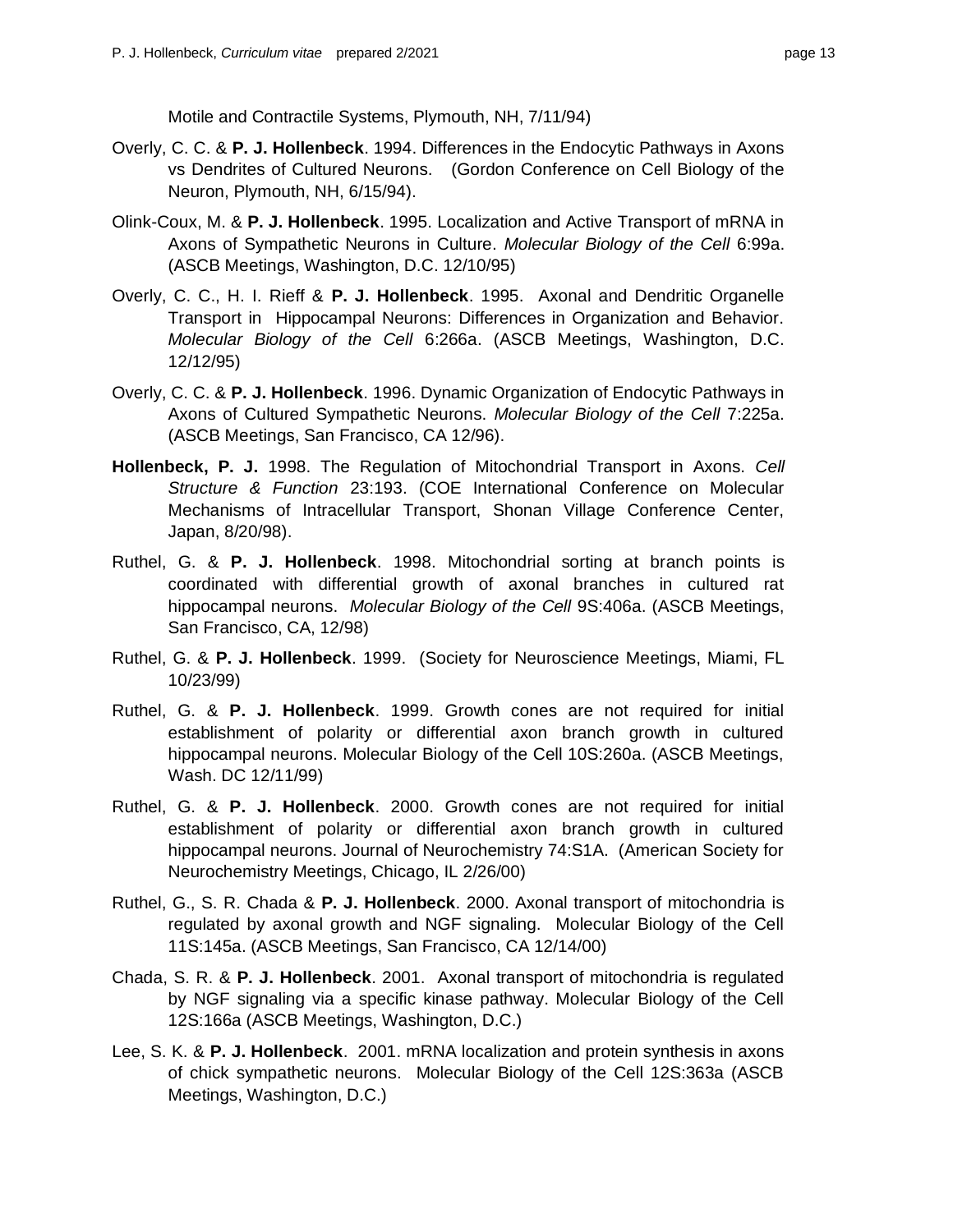Motile and Contractile Systems, Plymouth, NH, 7/11/94)

Overly, C. C. & **P. J. Hollenbeck**. 1994. Differences in the Endocytic Pathways in Axons vs Dendrites of Cultured Neurons. (Gordon Conference on Cell Biology of the Neuron, Plymouth, NH, 6/15/94).

Olink-Coux, M. & **P. J. Hollenbeck**. 1995. Localization and Active Transport of mRNA in Axons of Sympathetic Neurons in Culture. *Molecular Biology of the Cell* 6:99a. (ASCB Meetings, Washington, D.C. 12/10/95)

Overly, C. C., H. I. Rieff & **P. J. Hollenbeck**. 1995. Axonal and Dendritic Organelle Transport in Hippocampal Neurons: Differences in Organization and Behavior. *Molecular Biology of the Cell* 6:266a. (ASCB Meetings, Washington, D.C. 12/12/95)

Overly, C. C. & **P. J. Hollenbeck**. 1996. Dynamic Organization of Endocytic Pathways in Axons of Cultured Sympathetic Neurons. *Molecular Biology of the Cell* 7:225a. (ASCB Meetings, San Francisco, CA 12/96).

**Hollenbeck, P. J.** 1998. The Regulation of Mitochondrial Transport in Axons. *Cell Structure & Function* 23:193. (COE International Conference on Molecular Mechanisms of Intracellular Transport, Shonan Village Conference Center, Japan, 8/20/98).

Ruthel, G. & **P. J. Hollenbeck**. 1998. Mitochondrial sorting at branch points is coordinated with differential growth of axonal branches in cultured rat hippocampal neurons. *Molecular Biology of the Cell* 9S:406a. (ASCB Meetings, San Francisco, CA, 12/98)

Ruthel, G. & **P. J. Hollenbeck**. 1999. (Society for Neuroscience Meetings, Miami, FL 10/23/99)

Ruthel, G. & **P. J. Hollenbeck**. 1999. Growth cones are not required for initial establishment of polarity or differential axon branch growth in cultured hippocampal neurons. Molecular Biology of the Cell 10S:260a. (ASCB Meetings, Wash. DC 12/11/99)

Ruthel, G. & **P. J. Hollenbeck**. 2000. Growth cones are not required for initial establishment of polarity or differential axon branch growth in cultured hippocampal neurons. Journal of Neurochemistry 74:S1A. (American Society for Neurochemistry Meetings, Chicago, IL 2/26/00)

Ruthel, G., S. R. Chada & **P. J. Hollenbeck**. 2000. Axonal transport of mitochondria is regulated by axonal growth and NGF signaling. Molecular Biology of the Cell 11S:145a. (ASCB Meetings, San Francisco, CA 12/14/00)

Chada, S. R. & **P. J. Hollenbeck**. 2001. Axonal transport of mitochondria is regulated by NGF signaling via a specific kinase pathway. Molecular Biology of the Cell 12S:166a (ASCB Meetings, Washington, D.C.)

Lee, S. K. & **P. J. Hollenbeck**. 2001. mRNA localization and protein synthesis in axons of chick sympathetic neurons. Molecular Biology of the Cell 12S:363a (ASCB Meetings, Washington, D.C.)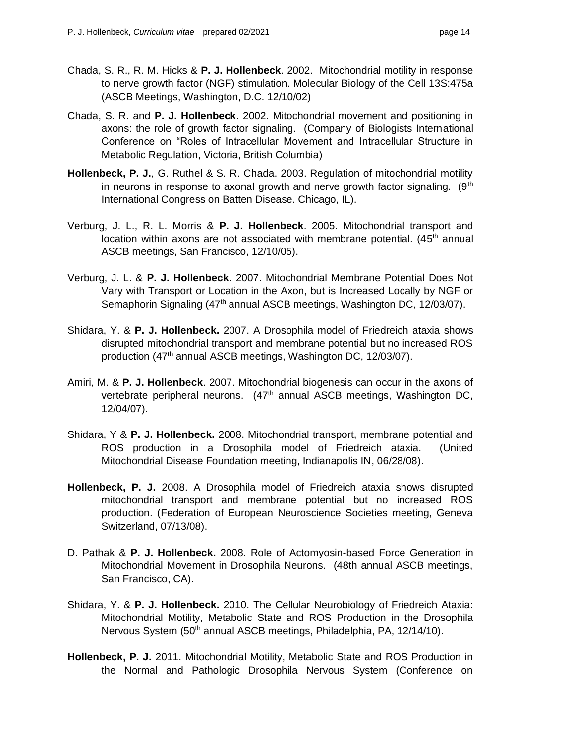Chada, S. R., R. M. Hicks & **P. J. Hollenbeck**. 2002. Mitochondrial motility in response to nerve growth factor (NGF) stimulation. Molecular Biology of the Cell 13S:475a (ASCB Meetings, Washington, D.C. 12/10/02)

Chada, S. R. and **P. J. Hollenbeck**. 2002. Mitochondrial movement and positioning in axons: the role of growth factor signaling. (Company of Biologists International Conference on "Roles of Intracellular Movement and Intracellular Structure in Metabolic Regulation, Victoria, British Columbia)

**Hollenbeck, P. J.**, G. Ruthel & S. R. Chada. 2003. Regulation of mitochondrial motility in neurons in response to axonal growth and nerve growth factor signaling. (9th International Congress on Batten Disease. Chicago, IL).

Verburg, J. L., R. L. Morris & **P. J. Hollenbeck**. 2005. Mitochondrial transport and location within axons are not associated with membrane potential. (45th annual ASCB meetings, San Francisco, 12/10/05).

Verburg, J. L. & **P. J. Hollenbeck**. 2007. Mitochondrial Membrane Potential Does Not Vary with Transport or Location in the Axon, but is Increased Locally by NGF or Semaphorin Signaling (47th annual ASCB meetings, Washington DC, 12/03/07).

Shidara, Y. & **P. J. Hollenbeck.** 2007. A Drosophila model of Friedreich ataxia shows disrupted mitochondrial transport and membrane potential but no increased ROS production (47th annual ASCB meetings, Washington DC, 12/03/07).

Amiri, M. & **P. J. Hollenbeck**. 2007. Mitochondrial biogenesis can occur in the axons of vertebrate peripheral neurons. (47th annual ASCB meetings, Washington DC, 12/04/07).

Shidara, Y & **P. J. Hollenbeck.** 2008. Mitochondrial transport, membrane potential and ROS production in a Drosophila model of Friedreich ataxia. (United Mitochondrial Disease Foundation meeting, Indianapolis IN, 06/28/08).

**Hollenbeck, P. J.** 2008. A Drosophila model of Friedreich ataxia shows disrupted mitochondrial transport and membrane potential but no increased ROS production. (Federation of European Neuroscience Societies meeting, Geneva Switzerland, 07/13/08).

D. Pathak & **P. J. Hollenbeck.** 2008. Role of Actomyosin-based Force Generation in Mitochondrial Movement in Drosophila Neurons. (48th annual ASCB meetings, San Francisco, CA).

Shidara, Y. & **P. J. Hollenbeck.** 2010. The Cellular Neurobiology of Friedreich Ataxia: Mitochondrial Motility, Metabolic State and ROS Production in the Drosophila Nervous System (50th annual ASCB meetings, Philadelphia, PA, 12/14/10).

**Hollenbeck, P. J.** 2011. Mitochondrial Motility, Metabolic State and ROS Production in the Normal and Pathologic Drosophila Nervous System (Conference on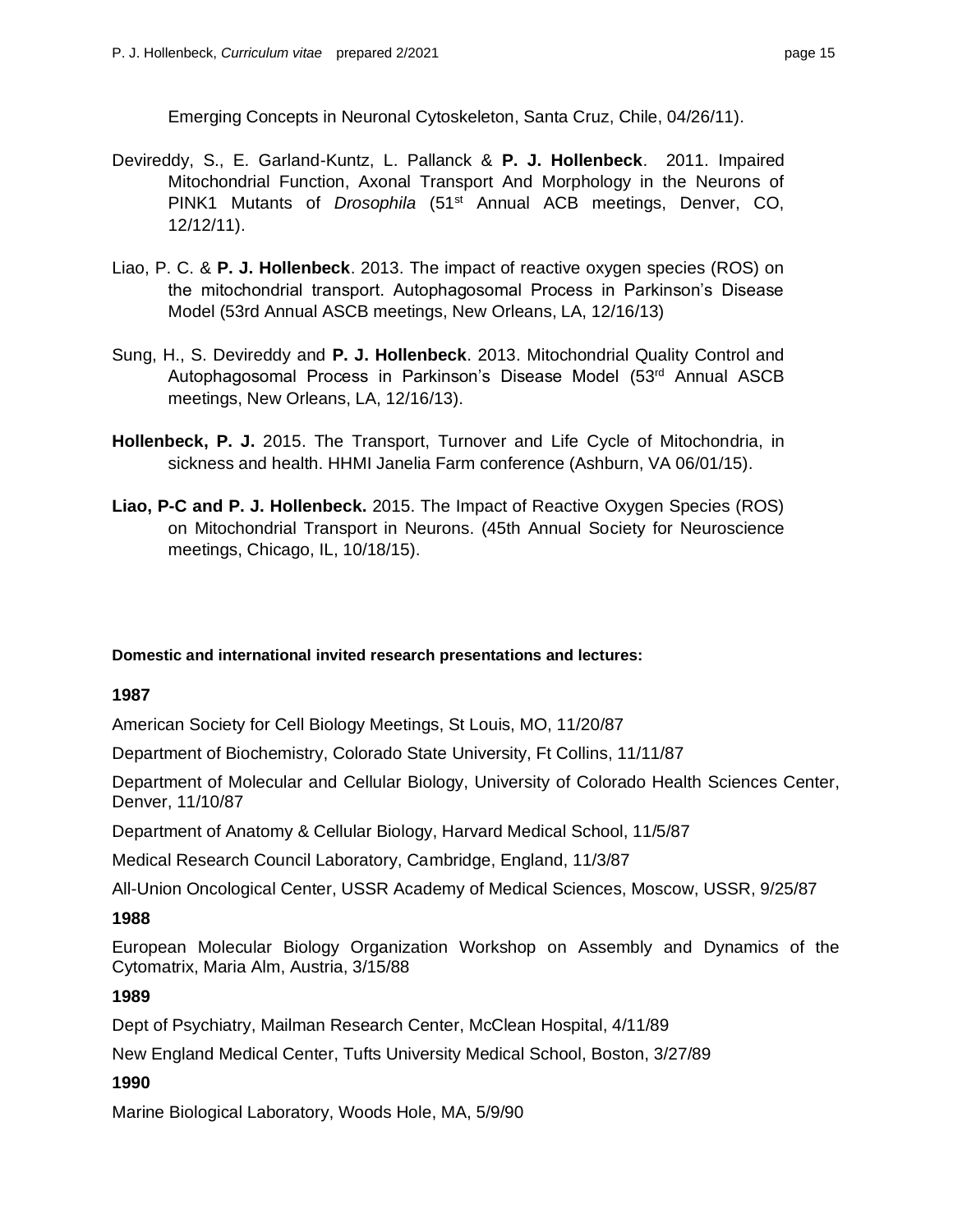Emerging Concepts in Neuronal Cytoskeleton, Santa Cruz, Chile, 04/26/11).

Devireddy, S., E. Garland-Kuntz, L. Pallanck & **P. J. Hollenbeck**. 2011. Impaired Mitochondrial Function, Axonal Transport And Morphology in the Neurons of PINK1 Mutants of *Drosophila* (51st Annual ACB meetings, Denver, CO, 12/12/11).

Liao, P. C. & **P. J. Hollenbeck**. 2013. The impact of reactive oxygen species (ROS) on the mitochondrial transport. Autophagosomal Process in Parkinson's Disease Model (53rd Annual ASCB meetings, New Orleans, LA, 12/16/13)

Sung, H., S. Devireddy and **P. J. Hollenbeck**. 2013. Mitochondrial Quality Control and Autophagosomal Process in Parkinson's Disease Model (53rd Annual ASCB meetings, New Orleans, LA, 12/16/13).

**Hollenbeck, P. J.** 2015. The Transport, Turnover and Life Cycle of Mitochondria, in sickness and health. HHMI Janelia Farm conference (Ashburn, VA 06/01/15).

**Liao, P-C and P. J. Hollenbeck.** 2015. The Impact of Reactive Oxygen Species (ROS) on Mitochondrial Transport in Neurons. (45th Annual Society for Neuroscience meetings, Chicago, IL, 10/18/15).

**Domestic and international invited research presentations and lectures:**

**1987**

American Society for Cell Biology Meetings, St Louis, MO, 11/20/87

Department of Biochemistry, Colorado State University, Ft Collins, 11/11/87

Department of Molecular and Cellular Biology, University of Colorado Health Sciences Center, Denver, 11/10/87

Department of Anatomy & Cellular Biology, Harvard Medical School, 11/5/87

Medical Research Council Laboratory, Cambridge, England, 11/3/87

All-Union Oncological Center, USSR Academy of Medical Sciences, Moscow, USSR, 9/25/87

**1988**

European Molecular Biology Organization Workshop on Assembly and Dynamics of the Cytomatrix, Maria Alm, Austria, 3/15/88

**1989**

Dept of Psychiatry, Mailman Research Center, McClean Hospital, 4/11/89

New England Medical Center, Tufts University Medical School, Boston, 3/27/89

**1990**

Marine Biological Laboratory, Woods Hole, MA, 5/9/90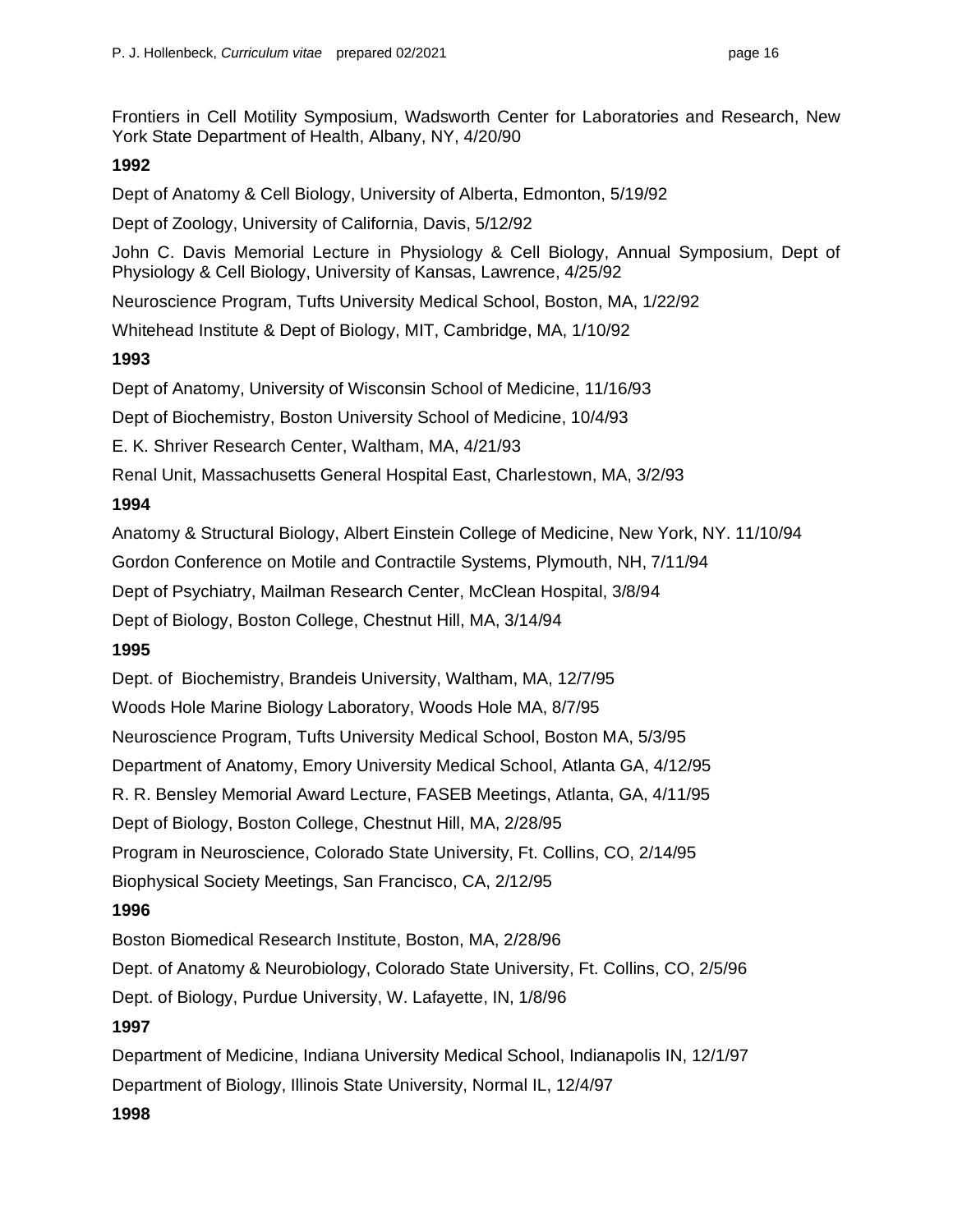Frontiers in Cell Motility Symposium, Wadsworth Center for Laboratories and Research, New York State Department of Health, Albany, NY, 4/20/90

**1992**

Dept of Anatomy & Cell Biology, University of Alberta, Edmonton, 5/19/92

Dept of Zoology, University of California, Davis, 5/12/92

John C. Davis Memorial Lecture in Physiology & Cell Biology, Annual Symposium, Dept of Physiology & Cell Biology, University of Kansas, Lawrence, 4/25/92

Neuroscience Program, Tufts University Medical School, Boston, MA, 1/22/92

Whitehead Institute & Dept of Biology, MIT, Cambridge, MA, 1/10/92

**1993**

Dept of Anatomy, University of Wisconsin School of Medicine, 11/16/93

Dept of Biochemistry, Boston University School of Medicine, 10/4/93

E. K. Shriver Research Center, Waltham, MA, 4/21/93

Renal Unit, Massachusetts General Hospital East, Charlestown, MA, 3/2/93

**1994**

Anatomy & Structural Biology, Albert Einstein College of Medicine, New York, NY. 11/10/94

Gordon Conference on Motile and Contractile Systems, Plymouth, NH, 7/11/94

Dept of Psychiatry, Mailman Research Center, McClean Hospital, 3/8/94

Dept of Biology, Boston College, Chestnut Hill, MA, 3/14/94

**1995**

Dept. of Biochemistry, Brandeis University, Waltham, MA, 12/7/95

Woods Hole Marine Biology Laboratory, Woods Hole MA, 8/7/95

Neuroscience Program, Tufts University Medical School, Boston MA, 5/3/95

Department of Anatomy, Emory University Medical School, Atlanta GA, 4/12/95

R. R. Bensley Memorial Award Lecture, FASEB Meetings, Atlanta, GA, 4/11/95

Dept of Biology, Boston College, Chestnut Hill, MA, 2/28/95

Program in Neuroscience, Colorado State University, Ft. Collins, CO, 2/14/95

Biophysical Society Meetings, San Francisco, CA, 2/12/95

**1996**

Boston Biomedical Research Institute, Boston, MA, 2/28/96

Dept. of Anatomy & Neurobiology, Colorado State University, Ft. Collins, CO, 2/5/96

Dept. of Biology, Purdue University, W. Lafayette, IN, 1/8/96

**1997**

Department of Medicine, Indiana University Medical School, Indianapolis IN, 12/1/97

Department of Biology, Illinois State University, Normal IL, 12/4/97

**1998**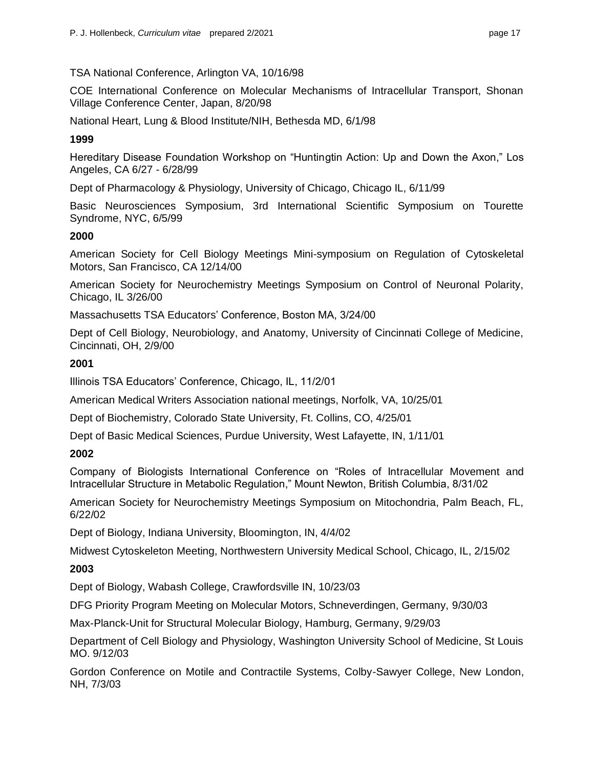TSA National Conference, Arlington VA, 10/16/98

COE International Conference on Molecular Mechanisms of Intracellular Transport, Shonan Village Conference Center, Japan, 8/20/98

National Heart, Lung & Blood Institute/NIH, Bethesda MD, 6/1/98

**1999**

Hereditary Disease Foundation Workshop on "Huntingtin Action: Up and Down the Axon," Los Angeles, CA 6/27 - 6/28/99

Dept of Pharmacology & Physiology, University of Chicago, Chicago IL, 6/11/99

Basic Neurosciences Symposium, 3rd International Scientific Symposium on Tourette Syndrome, NYC, 6/5/99

**2000**

American Society for Cell Biology Meetings Mini-symposium on Regulation of Cytoskeletal Motors, San Francisco, CA 12/14/00

American Society for Neurochemistry Meetings Symposium on Control of Neuronal Polarity, Chicago, IL 3/26/00

Massachusetts TSA Educators' Conference, Boston MA, 3/24/00

Dept of Cell Biology, Neurobiology, and Anatomy, University of Cincinnati College of Medicine, Cincinnati, OH, 2/9/00

**2001**

Illinois TSA Educators' Conference, Chicago, IL, 11/2/01

American Medical Writers Association national meetings, Norfolk, VA, 10/25/01

Dept of Biochemistry, Colorado State University, Ft. Collins, CO, 4/25/01

Dept of Basic Medical Sciences, Purdue University, West Lafayette, IN, 1/11/01

**2002**

Company of Biologists International Conference on "Roles of Intracellular Movement and Intracellular Structure in Metabolic Regulation," Mount Newton, British Columbia, 8/31/02

American Society for Neurochemistry Meetings Symposium on Mitochondria, Palm Beach, FL, 6/22/02

Dept of Biology, Indiana University, Bloomington, IN, 4/4/02

Midwest Cytoskeleton Meeting, Northwestern University Medical School, Chicago, IL, 2/15/02

**2003**

Dept of Biology, Wabash College, Crawfordsville IN, 10/23/03

DFG Priority Program Meeting on Molecular Motors, Schneverdingen, Germany, 9/30/03

Max-Planck-Unit for Structural Molecular Biology, Hamburg, Germany, 9/29/03

Department of Cell Biology and Physiology, Washington University School of Medicine, St Louis MO. 9/12/03

Gordon Conference on Motile and Contractile Systems, Colby-Sawyer College, New London, NH, 7/3/03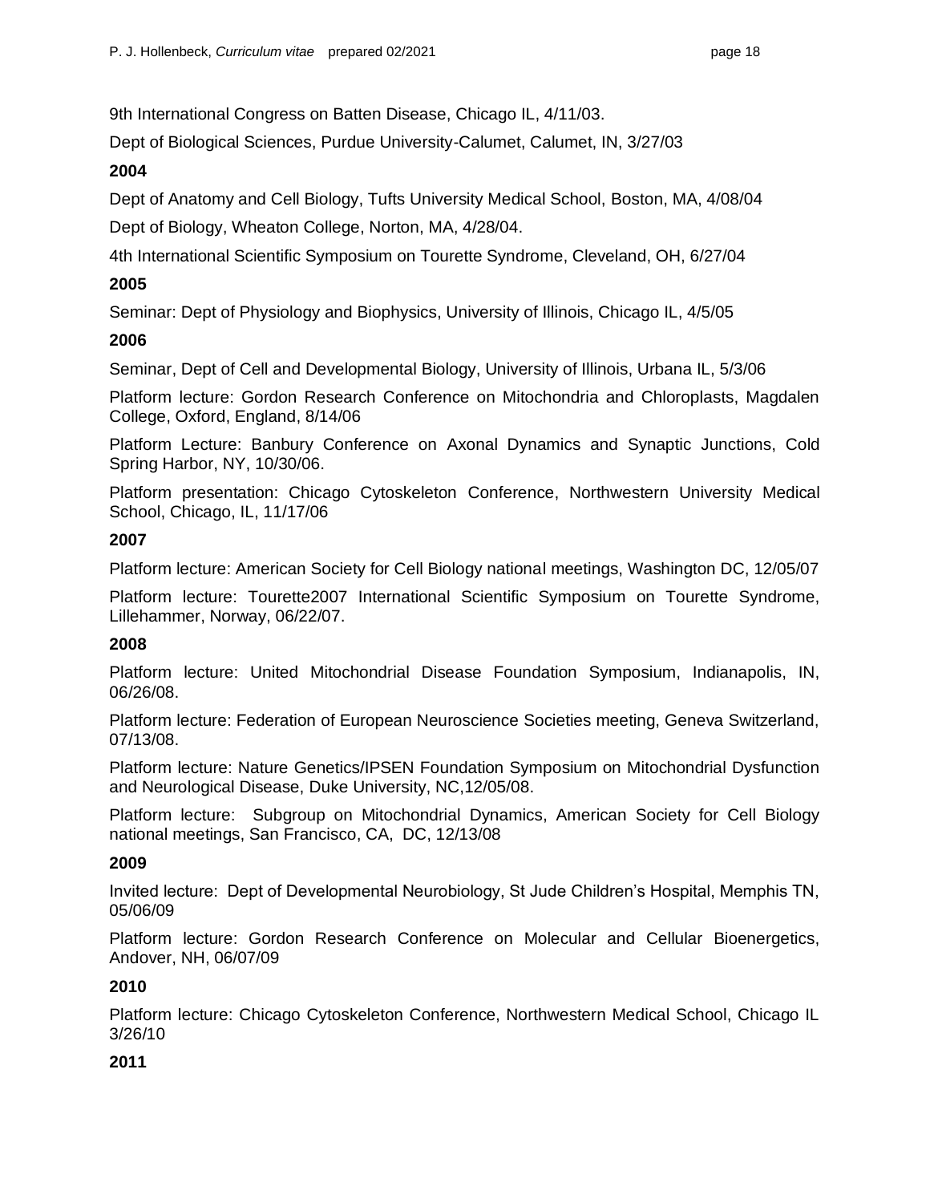9th International Congress on Batten Disease, Chicago IL, 4/11/03.

Dept of Biological Sciences, Purdue University-Calumet, Calumet, IN, 3/27/03

**2004**

Dept of Anatomy and Cell Biology, Tufts University Medical School, Boston, MA, 4/08/04

Dept of Biology, Wheaton College, Norton, MA, 4/28/04.

4th International Scientific Symposium on Tourette Syndrome, Cleveland, OH, 6/27/04

**2005**

Seminar: Dept of Physiology and Biophysics, University of Illinois, Chicago IL, 4/5/05

**2006**

Seminar, Dept of Cell and Developmental Biology, University of Illinois, Urbana IL, 5/3/06

Platform lecture: Gordon Research Conference on Mitochondria and Chloroplasts, Magdalen College, Oxford, England, 8/14/06

Platform Lecture: Banbury Conference on Axonal Dynamics and Synaptic Junctions, Cold Spring Harbor, NY, 10/30/06.

Platform presentation: Chicago Cytoskeleton Conference, Northwestern University Medical School, Chicago, IL, 11/17/06

**2007**

Platform lecture: American Society for Cell Biology national meetings, Washington DC, 12/05/07

Platform lecture: Tourette2007 International Scientific Symposium on Tourette Syndrome, Lillehammer, Norway, 06/22/07.

**2008**

Platform lecture: United Mitochondrial Disease Foundation Symposium, Indianapolis, IN, 06/26/08.

Platform lecture: Federation of European Neuroscience Societies meeting, Geneva Switzerland, 07/13/08.

Platform lecture: Nature Genetics/IPSEN Foundation Symposium on Mitochondrial Dysfunction and Neurological Disease, Duke University, NC,12/05/08.

Platform lecture: Subgroup on Mitochondrial Dynamics, American Society for Cell Biology national meetings, San Francisco, CA, DC, 12/13/08

**2009**

Invited lecture: Dept of Developmental Neurobiology, St Jude Children's Hospital, Memphis TN, 05/06/09

Platform lecture: Gordon Research Conference on Molecular and Cellular Bioenergetics, Andover, NH, 06/07/09

**2010**

Platform lecture: Chicago Cytoskeleton Conference, Northwestern Medical School, Chicago IL 3/26/10

**2011**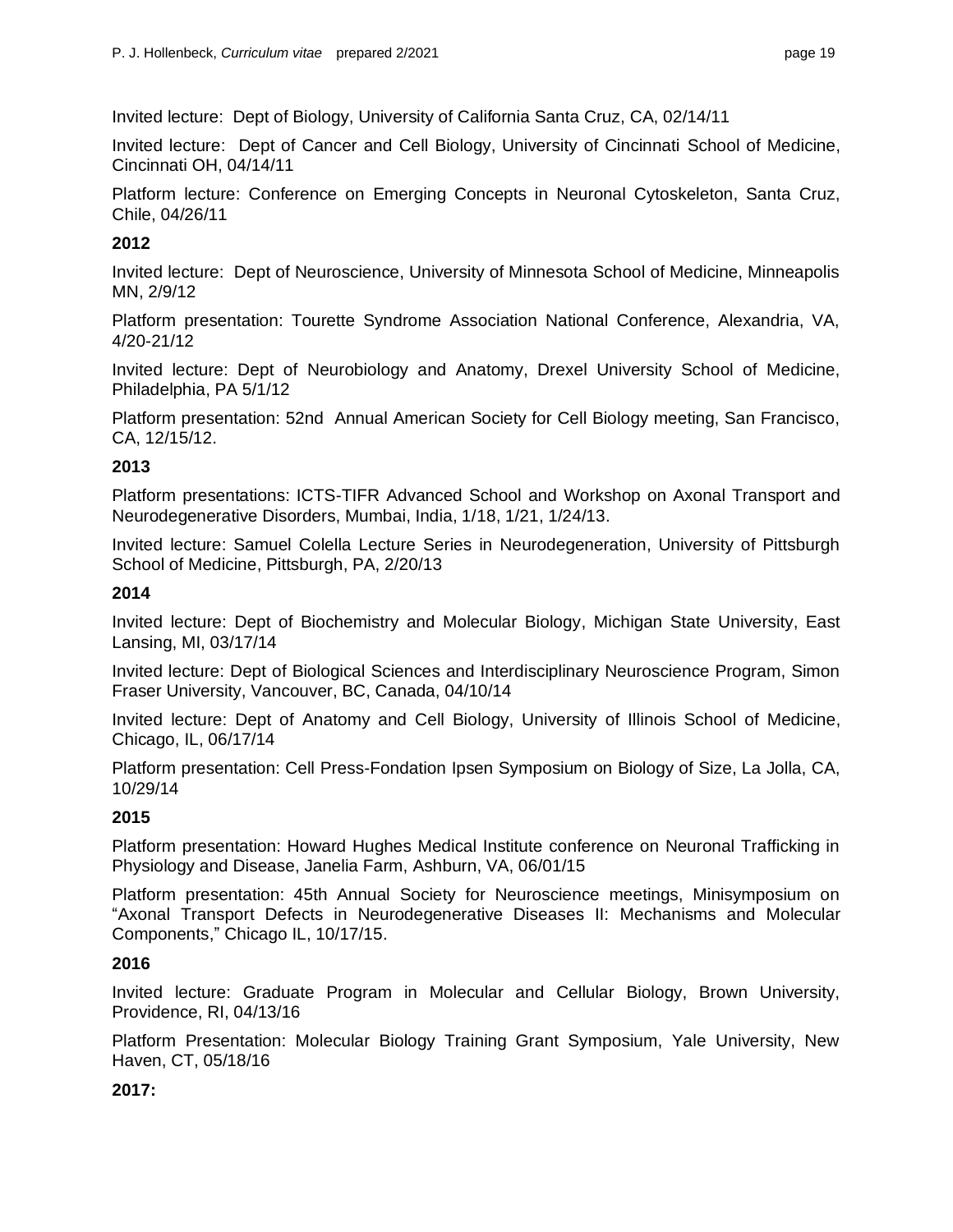Invited lecture: Dept of Biology, University of California Santa Cruz, CA, 02/14/11

Invited lecture: Dept of Cancer and Cell Biology, University of Cincinnati School of Medicine, Cincinnati OH, 04/14/11

Platform lecture: Conference on Emerging Concepts in Neuronal Cytoskeleton, Santa Cruz, Chile, 04/26/11

**2012**

Invited lecture: Dept of Neuroscience, University of Minnesota School of Medicine, Minneapolis MN, 2/9/12

Platform presentation: Tourette Syndrome Association National Conference, Alexandria, VA, 4/20-21/12

Invited lecture: Dept of Neurobiology and Anatomy, Drexel University School of Medicine, Philadelphia, PA 5/1/12

Platform presentation: 52nd Annual American Society for Cell Biology meeting, San Francisco, CA, 12/15/12.

**2013**

Platform presentations: ICTS-TIFR Advanced School and Workshop on Axonal Transport and Neurodegenerative Disorders, Mumbai, India, 1/18, 1/21, 1/24/13.

Invited lecture: Samuel Colella Lecture Series in Neurodegeneration, University of Pittsburgh School of Medicine, Pittsburgh, PA, 2/20/13

**2014**

Invited lecture: Dept of Biochemistry and Molecular Biology, Michigan State University, East Lansing, MI, 03/17/14

Invited lecture: Dept of Biological Sciences and Interdisciplinary Neuroscience Program, Simon Fraser University, Vancouver, BC, Canada, 04/10/14

Invited lecture: Dept of Anatomy and Cell Biology, University of Illinois School of Medicine, Chicago, IL, 06/17/14

Platform presentation: Cell Press-Fondation Ipsen Symposium on Biology of Size, La Jolla, CA, 10/29/14

**2015**

Platform presentation: Howard Hughes Medical Institute conference on Neuronal Trafficking in Physiology and Disease, Janelia Farm, Ashburn, VA, 06/01/15

Platform presentation: 45th Annual Society for Neuroscience meetings, Minisymposium on "Axonal Transport Defects in Neurodegenerative Diseases II: Mechanisms and Molecular Components," Chicago IL, 10/17/15.

**2016**

Invited lecture: Graduate Program in Molecular and Cellular Biology, Brown University, Providence, RI, 04/13/16

Platform Presentation: Molecular Biology Training Grant Symposium, Yale University, New Haven, CT, 05/18/16

**2017:**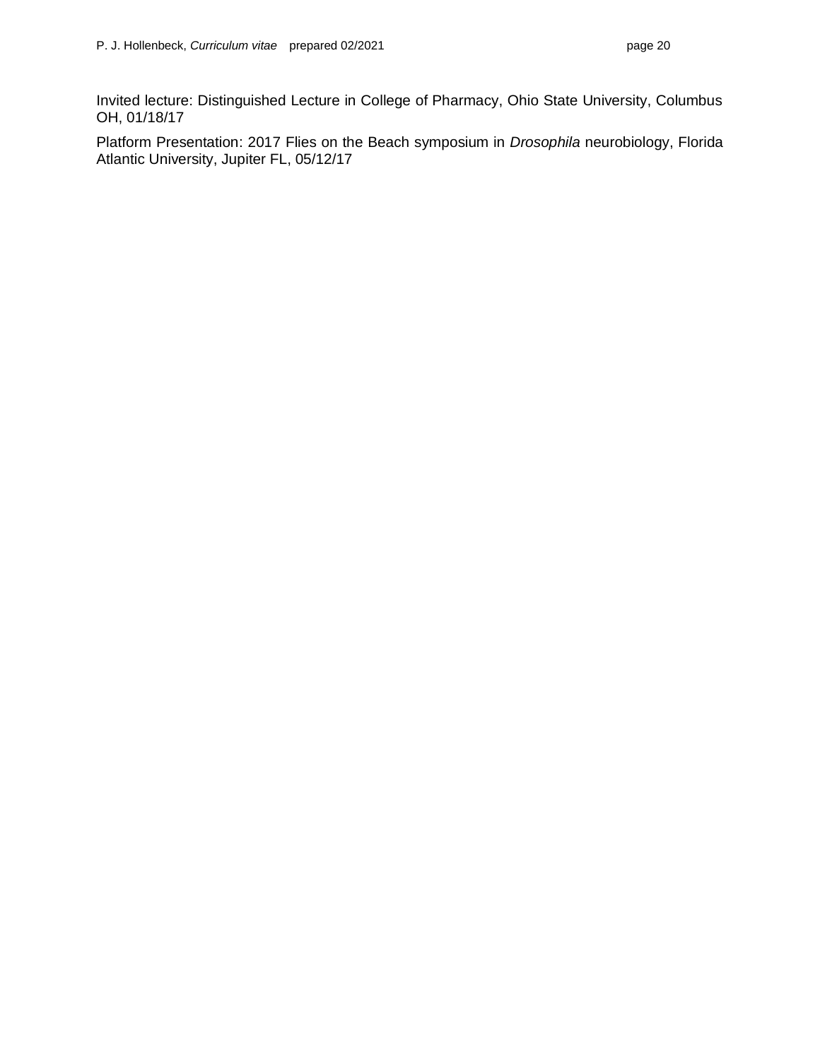Invited lecture: Distinguished Lecture in College of Pharmacy, Ohio State University, Columbus OH, 01/18/17

Platform Presentation: 2017 Flies on the Beach symposium in *Drosophila* neurobiology, Florida Atlantic University, Jupiter FL, 05/12/17